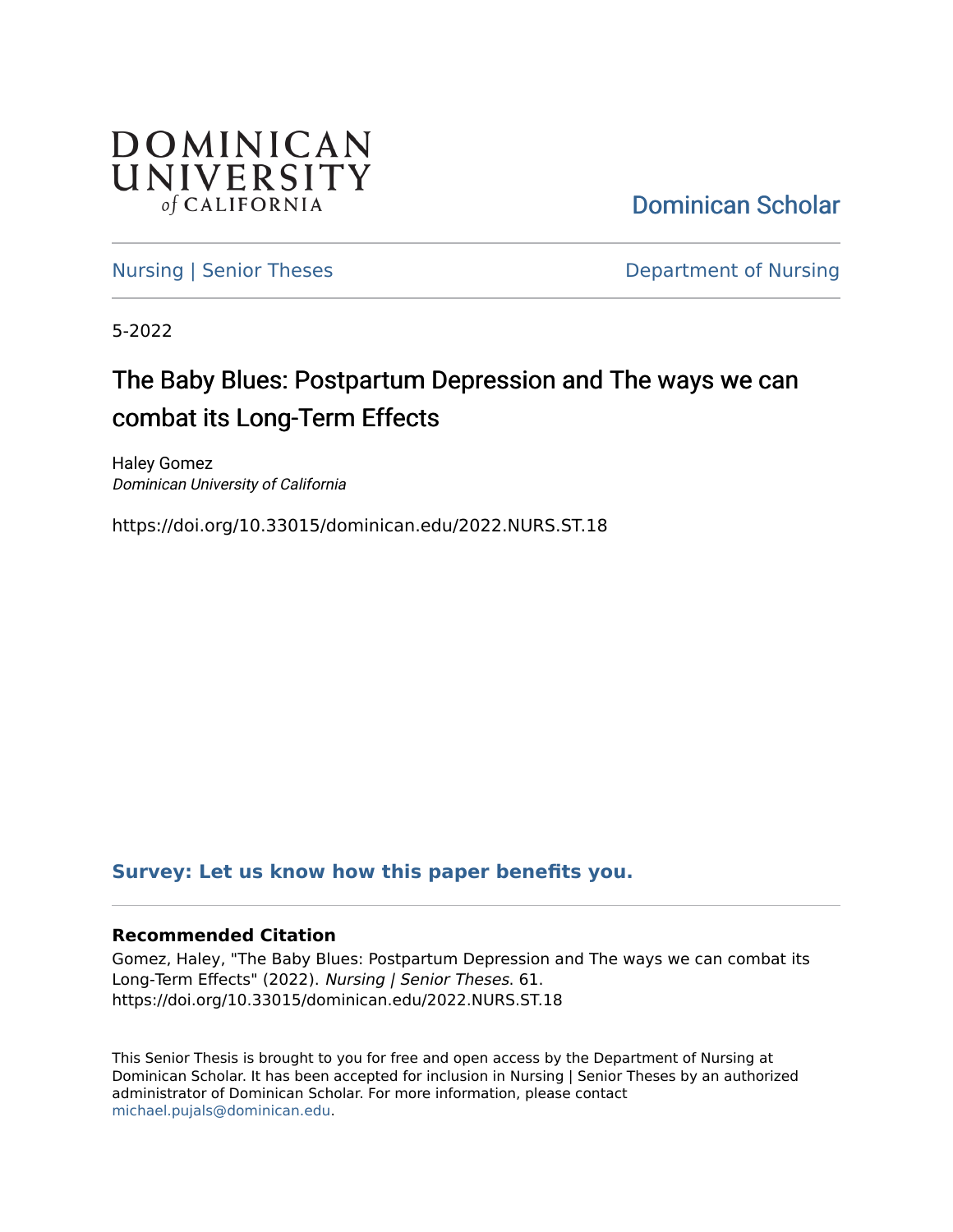DOMINICAN UNIVERSITY of CALIFORNIA

Dominican Scholar

Nursing | Senior Theses

Department of Nursing

5-2022

# The Baby Blues: Postpartum Depression and The ways we can combat its Long-Term Effects

Haley Gomez
*Dominican University of California*

https://doi.org/10.33015/dominican.edu/2022.NURS.ST.18

**Survey: Let us know how this paper benefits you.**

### Recommended Citation

Gomez, Haley, "The Baby Blues: Postpartum Depression and The ways we can combat its Long-Term Effects" (2022). *Nursing | Senior Theses*. 61.
https://doi.org/10.33015/dominican.edu/2022.NURS.ST.18

This Senior Thesis is brought to you for free and open access by the Department of Nursing at Dominican Scholar. It has been accepted for inclusion in Nursing | Senior Theses by an authorized administrator of Dominican Scholar. For more information, please contact michael.pujals@dominican.edu.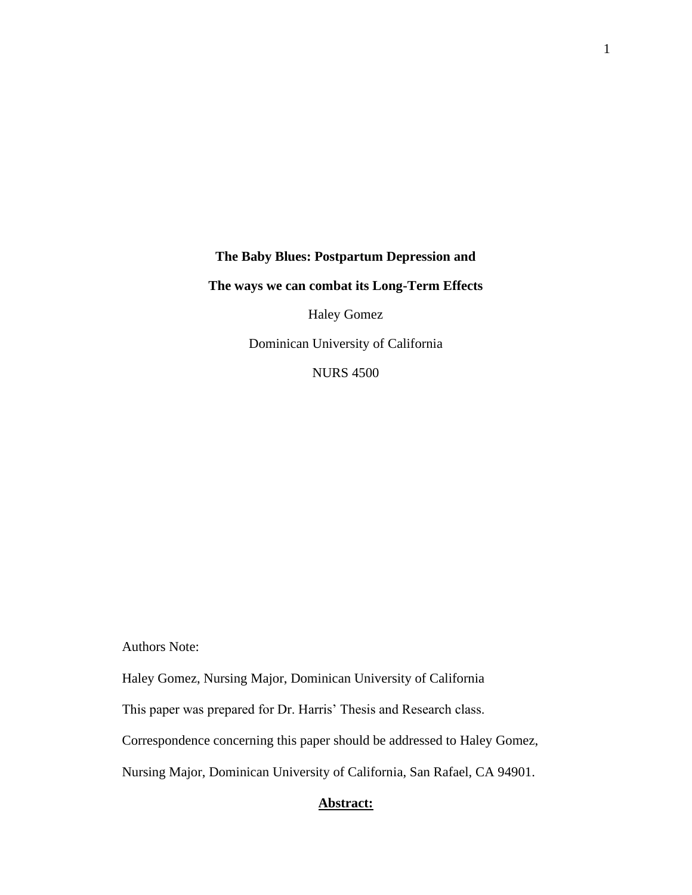**The Baby Blues: Postpartum Depression and**

**The ways we can combat its Long-Term Effects**

Haley Gomez

Dominican University of California

NURS 4500

Authors Note:

Haley Gomez, Nursing Major, Dominican University of California

This paper was prepared for Dr. Harris' Thesis and Research class.

Correspondence concerning this paper should be addressed to Haley Gomez, Nursing Major, Dominican University of California, San Rafael, CA 94901.

## **Abstract:**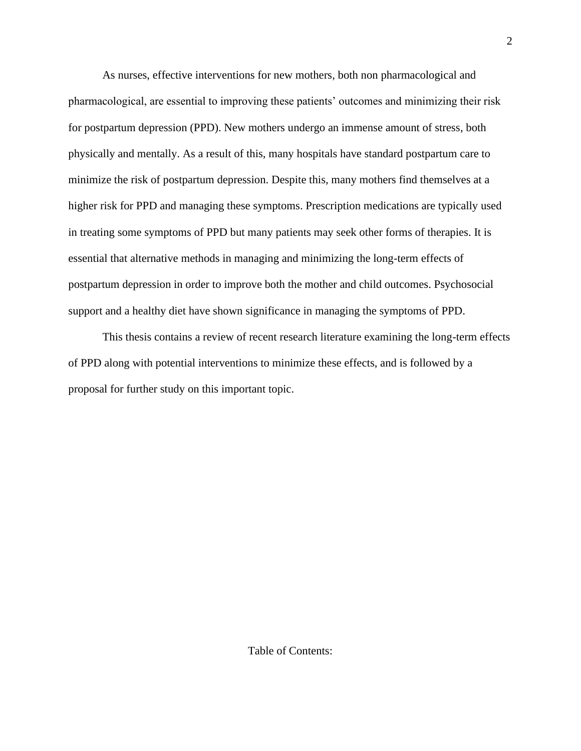As nurses, effective interventions for new mothers, both non pharmacological and pharmacological, are essential to improving these patients' outcomes and minimizing their risk for postpartum depression (PPD). New mothers undergo an immense amount of stress, both physically and mentally. As a result of this, many hospitals have standard postpartum care to minimize the risk of postpartum depression. Despite this, many mothers find themselves at a higher risk for PPD and managing these symptoms. Prescription medications are typically used in treating some symptoms of PPD but many patients may seek other forms of therapies. It is essential that alternative methods in managing and minimizing the long-term effects of postpartum depression in order to improve both the mother and child outcomes. Psychosocial support and a healthy diet have shown significance in managing the symptoms of PPD.

This thesis contains a review of recent research literature examining the long-term effects of PPD along with potential interventions to minimize these effects, and is followed by a proposal for further study on this important topic.

Table of Contents: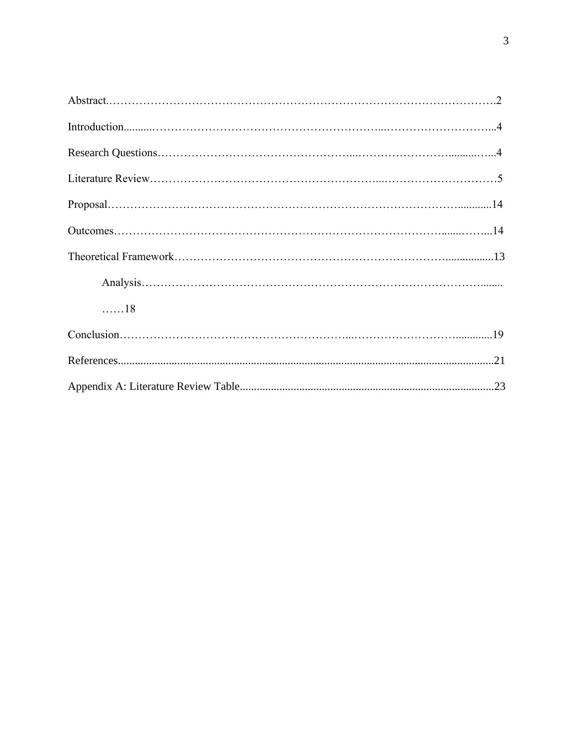Abstract……………………………………………………………………………………………2

Introduction..........…………………………………………………...…………………………..4

Research Questions…………………………………………...……………………...........…..4

Literature Review………………………………………………………...…………………………5

Proposal………………………………………………………………………………….............14

Outcomes…………………………………………………………………………......……...14

Theoretical Framework……………………………………………………………….................13

Analysis…………………………………………………………………………………........ ……18

Conclusion…………………………………………………...……………………….............19

References....................................................................................................................................21

Appendix A: Literature Review Table.........................................................................................23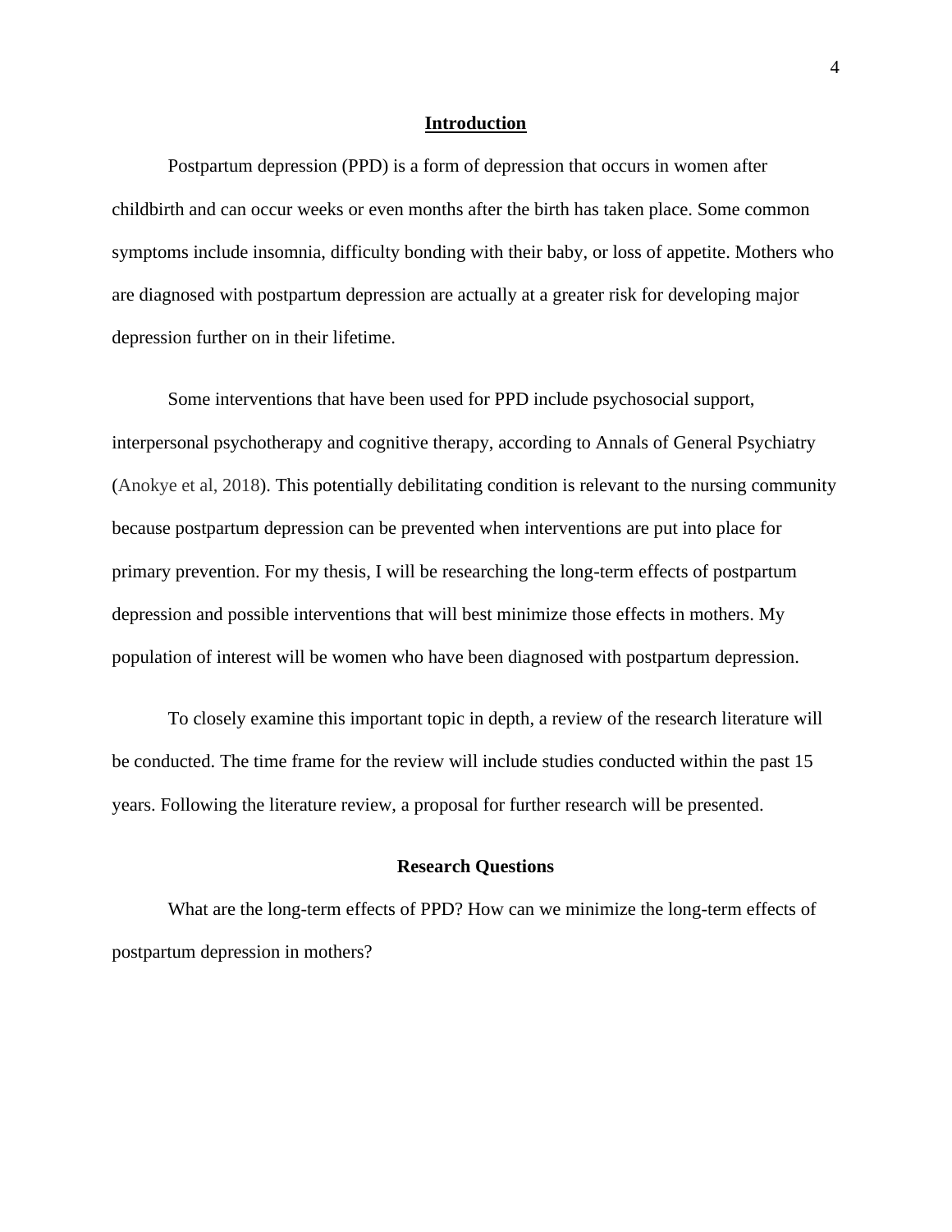## Introduction

Postpartum depression (PPD) is a form of depression that occurs in women after childbirth and can occur weeks or even months after the birth has taken place. Some common symptoms include insomnia, difficulty bonding with their baby, or loss of appetite. Mothers who are diagnosed with postpartum depression are actually at a greater risk for developing major depression further on in their lifetime.

Some interventions that have been used for PPD include psychosocial support, interpersonal psychotherapy and cognitive therapy, according to Annals of General Psychiatry (Anokye et al, 2018). This potentially debilitating condition is relevant to the nursing community because postpartum depression can be prevented when interventions are put into place for primary prevention. For my thesis, I will be researching the long-term effects of postpartum depression and possible interventions that will best minimize those effects in mothers. My population of interest will be women who have been diagnosed with postpartum depression.

To closely examine this important topic in depth, a review of the research literature will be conducted. The time frame for the review will include studies conducted within the past 15 years. Following the literature review, a proposal for further research will be presented.

## Research Questions

What are the long-term effects of PPD? How can we minimize the long-term effects of postpartum depression in mothers?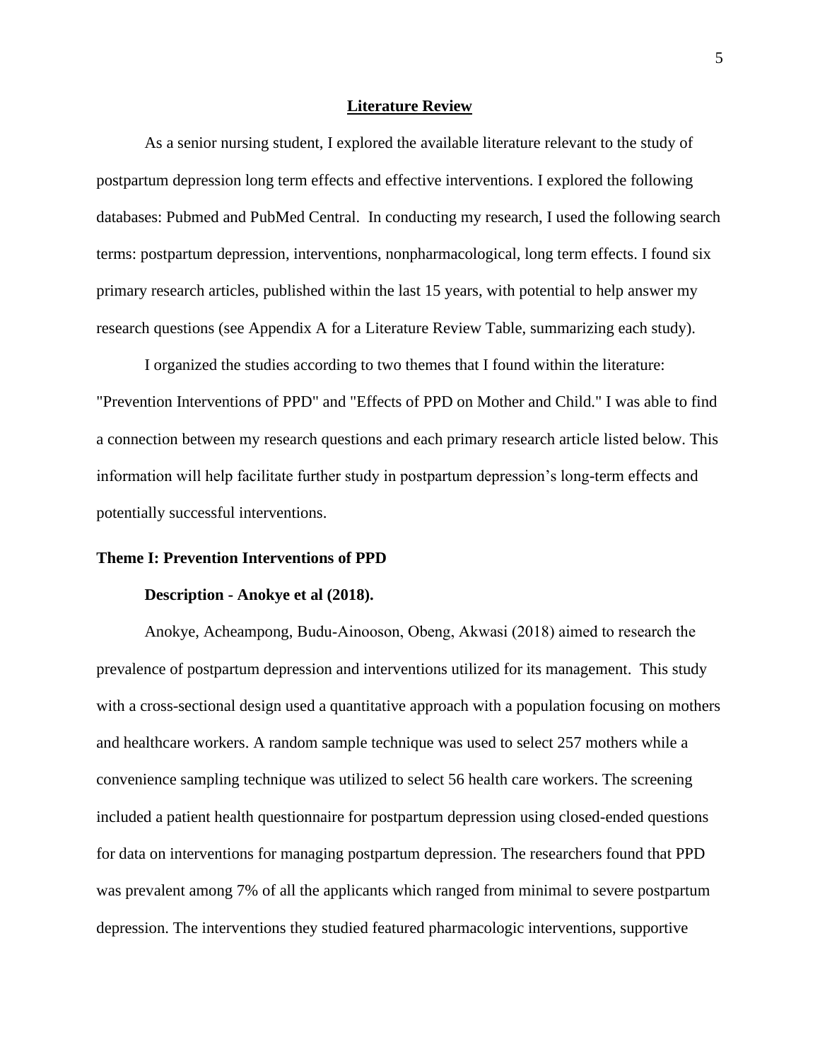## Literature Review

As a senior nursing student, I explored the available literature relevant to the study of postpartum depression long term effects and effective interventions. I explored the following databases: Pubmed and PubMed Central. In conducting my research, I used the following search terms: postpartum depression, interventions, nonpharmacological, long term effects. I found six primary research articles, published within the last 15 years, with potential to help answer my research questions (see Appendix A for a Literature Review Table, summarizing each study).

I organized the studies according to two themes that I found within the literature: "Prevention Interventions of PPD" and "Effects of PPD on Mother and Child." I was able to find a connection between my research questions and each primary research article listed below. This information will help facilitate further study in postpartum depression's long-term effects and potentially successful interventions.

### Theme I: Prevention Interventions of PPD

#### Description - Anokye et al (2018).

Anokye, Acheampong, Budu-Ainooson, Obeng, Akwasi (2018) aimed to research the prevalence of postpartum depression and interventions utilized for its management. This study with a cross-sectional design used a quantitative approach with a population focusing on mothers and healthcare workers. A random sample technique was used to select 257 mothers while a convenience sampling technique was utilized to select 56 health care workers. The screening included a patient health questionnaire for postpartum depression using closed-ended questions for data on interventions for managing postpartum depression. The researchers found that PPD was prevalent among 7% of all the applicants which ranged from minimal to severe postpartum depression. The interventions they studied featured pharmacologic interventions, supportive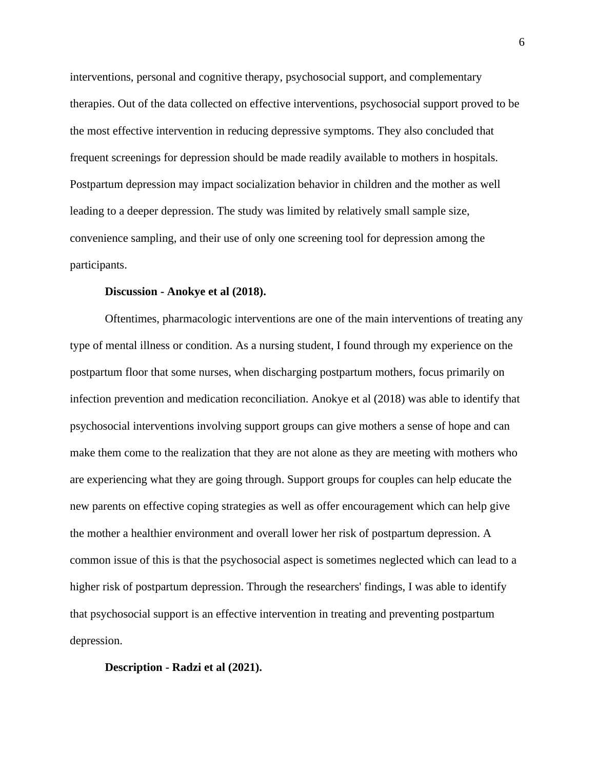interventions, personal and cognitive therapy, psychosocial support, and complementary therapies. Out of the data collected on effective interventions, psychosocial support proved to be the most effective intervention in reducing depressive symptoms. They also concluded that frequent screenings for depression should be made readily available to mothers in hospitals. Postpartum depression may impact socialization behavior in children and the mother as well leading to a deeper depression. The study was limited by relatively small sample size, convenience sampling, and their use of only one screening tool for depression among the participants.

**Discussion - Anokye et al (2018).**

Oftentimes, pharmacologic interventions are one of the main interventions of treating any type of mental illness or condition. As a nursing student, I found through my experience on the postpartum floor that some nurses, when discharging postpartum mothers, focus primarily on infection prevention and medication reconciliation. Anokye et al (2018) was able to identify that psychosocial interventions involving support groups can give mothers a sense of hope and can make them come to the realization that they are not alone as they are meeting with mothers who are experiencing what they are going through. Support groups for couples can help educate the new parents on effective coping strategies as well as offer encouragement which can help give the mother a healthier environment and overall lower her risk of postpartum depression. A common issue of this is that the psychosocial aspect is sometimes neglected which can lead to a higher risk of postpartum depression. Through the researchers' findings, I was able to identify that psychosocial support is an effective intervention in treating and preventing postpartum depression.

**Description - Radzi et al (2021).**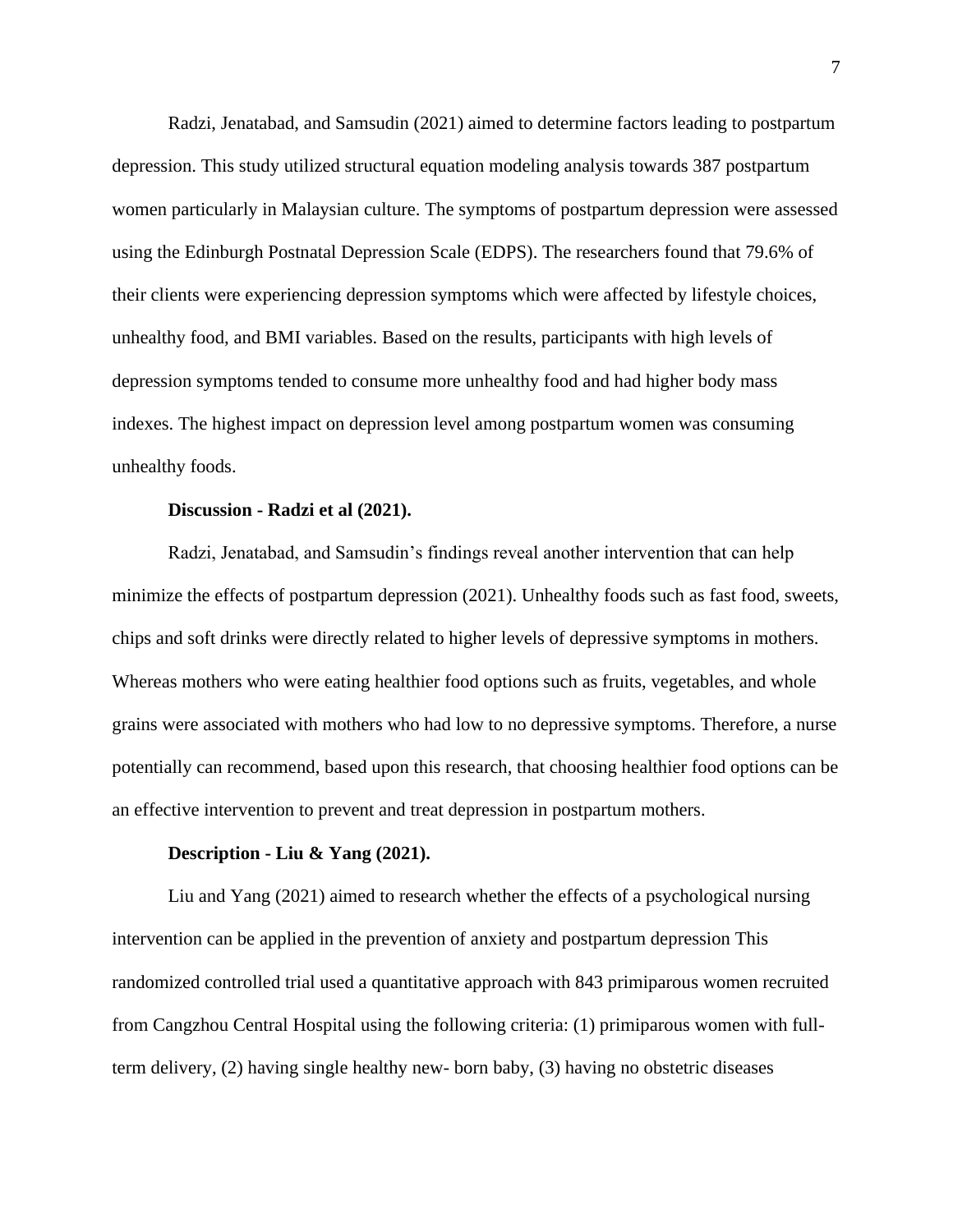Radzi, Jenatabad, and Samsudin (2021) aimed to determine factors leading to postpartum depression. This study utilized structural equation modeling analysis towards 387 postpartum women particularly in Malaysian culture. The symptoms of postpartum depression were assessed using the Edinburgh Postnatal Depression Scale (EDPS). The researchers found that 79.6% of their clients were experiencing depression symptoms which were affected by lifestyle choices, unhealthy food, and BMI variables. Based on the results, participants with high levels of depression symptoms tended to consume more unhealthy food and had higher body mass indexes. The highest impact on depression level among postpartum women was consuming unhealthy foods.

**Discussion - Radzi et al (2021).**

Radzi, Jenatabad, and Samsudin's findings reveal another intervention that can help minimize the effects of postpartum depression (2021). Unhealthy foods such as fast food, sweets, chips and soft drinks were directly related to higher levels of depressive symptoms in mothers. Whereas mothers who were eating healthier food options such as fruits, vegetables, and whole grains were associated with mothers who had low to no depressive symptoms. Therefore, a nurse potentially can recommend, based upon this research, that choosing healthier food options can be an effective intervention to prevent and treat depression in postpartum mothers.

**Description - Liu & Yang (2021).**

Liu and Yang (2021) aimed to research whether the effects of a psychological nursing intervention can be applied in the prevention of anxiety and postpartum depression This randomized controlled trial used a quantitative approach with 843 primiparous women recruited from Cangzhou Central Hospital using the following criteria: (1) primiparous women with full-term delivery, (2) having single healthy new- born baby, (3) having no obstetric diseases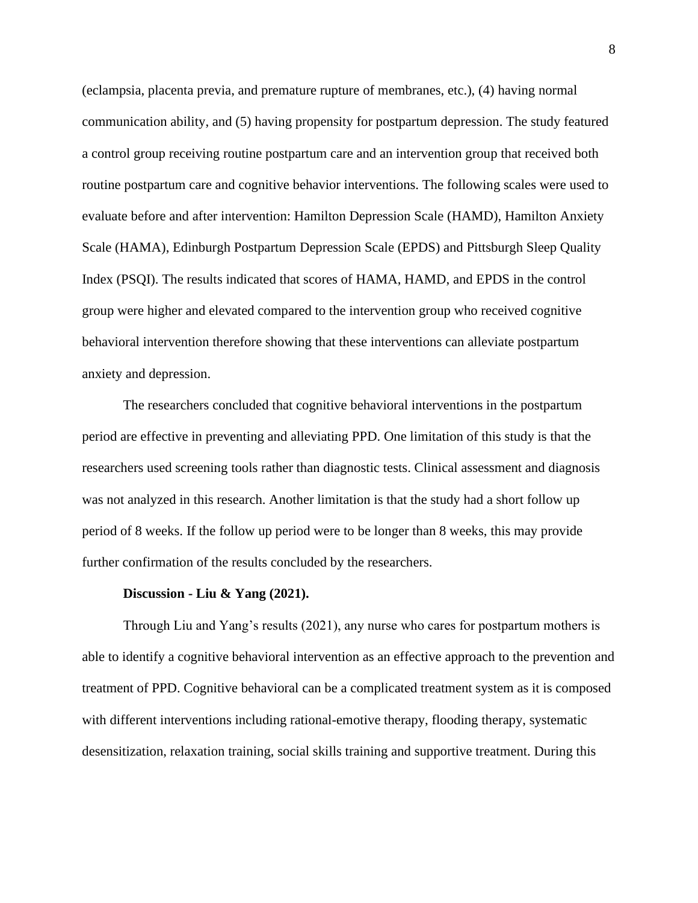(eclampsia, placenta previa, and premature rupture of membranes, etc.), (4) having normal communication ability, and (5) having propensity for postpartum depression. The study featured a control group receiving routine postpartum care and an intervention group that received both routine postpartum care and cognitive behavior interventions. The following scales were used to evaluate before and after intervention: Hamilton Depression Scale (HAMD), Hamilton Anxiety Scale (HAMA), Edinburgh Postpartum Depression Scale (EPDS) and Pittsburgh Sleep Quality Index (PSQI). The results indicated that scores of HAMA, HAMD, and EPDS in the control group were higher and elevated compared to the intervention group who received cognitive behavioral intervention therefore showing that these interventions can alleviate postpartum anxiety and depression.

The researchers concluded that cognitive behavioral interventions in the postpartum period are effective in preventing and alleviating PPD. One limitation of this study is that the researchers used screening tools rather than diagnostic tests. Clinical assessment and diagnosis was not analyzed in this research. Another limitation is that the study had a short follow up period of 8 weeks. If the follow up period were to be longer than 8 weeks, this may provide further confirmation of the results concluded by the researchers.

**Discussion - Liu & Yang (2021).**

Through Liu and Yang's results (2021), any nurse who cares for postpartum mothers is able to identify a cognitive behavioral intervention as an effective approach to the prevention and treatment of PPD. Cognitive behavioral can be a complicated treatment system as it is composed with different interventions including rational-emotive therapy, flooding therapy, systematic desensitization, relaxation training, social skills training and supportive treatment. During this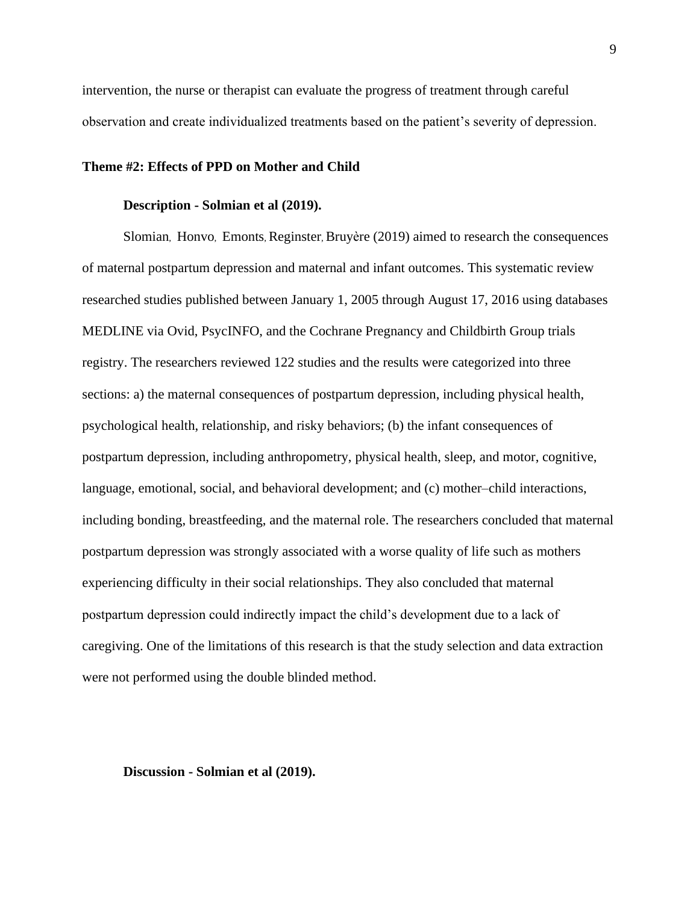intervention, the nurse or therapist can evaluate the progress of treatment through careful observation and create individualized treatments based on the patient's severity of depression.

## Theme #2: Effects of PPD on Mother and Child

### Description - Solmian et al (2019).

Slomian, Honvo, Emonts, Reginster, Bruyère (2019) aimed to research the consequences of maternal postpartum depression and maternal and infant outcomes. This systematic review researched studies published between January 1, 2005 through August 17, 2016 using databases MEDLINE via Ovid, PsycINFO, and the Cochrane Pregnancy and Childbirth Group trials registry. The researchers reviewed 122 studies and the results were categorized into three sections: a) the maternal consequences of postpartum depression, including physical health, psychological health, relationship, and risky behaviors; (b) the infant consequences of postpartum depression, including anthropometry, physical health, sleep, and motor, cognitive, language, emotional, social, and behavioral development; and (c) mother–child interactions, including bonding, breastfeeding, and the maternal role. The researchers concluded that maternal postpartum depression was strongly associated with a worse quality of life such as mothers experiencing difficulty in their social relationships. They also concluded that maternal postpartum depression could indirectly impact the child's development due to a lack of caregiving. One of the limitations of this research is that the study selection and data extraction were not performed using the double blinded method.

### Discussion - Solmian et al (2019).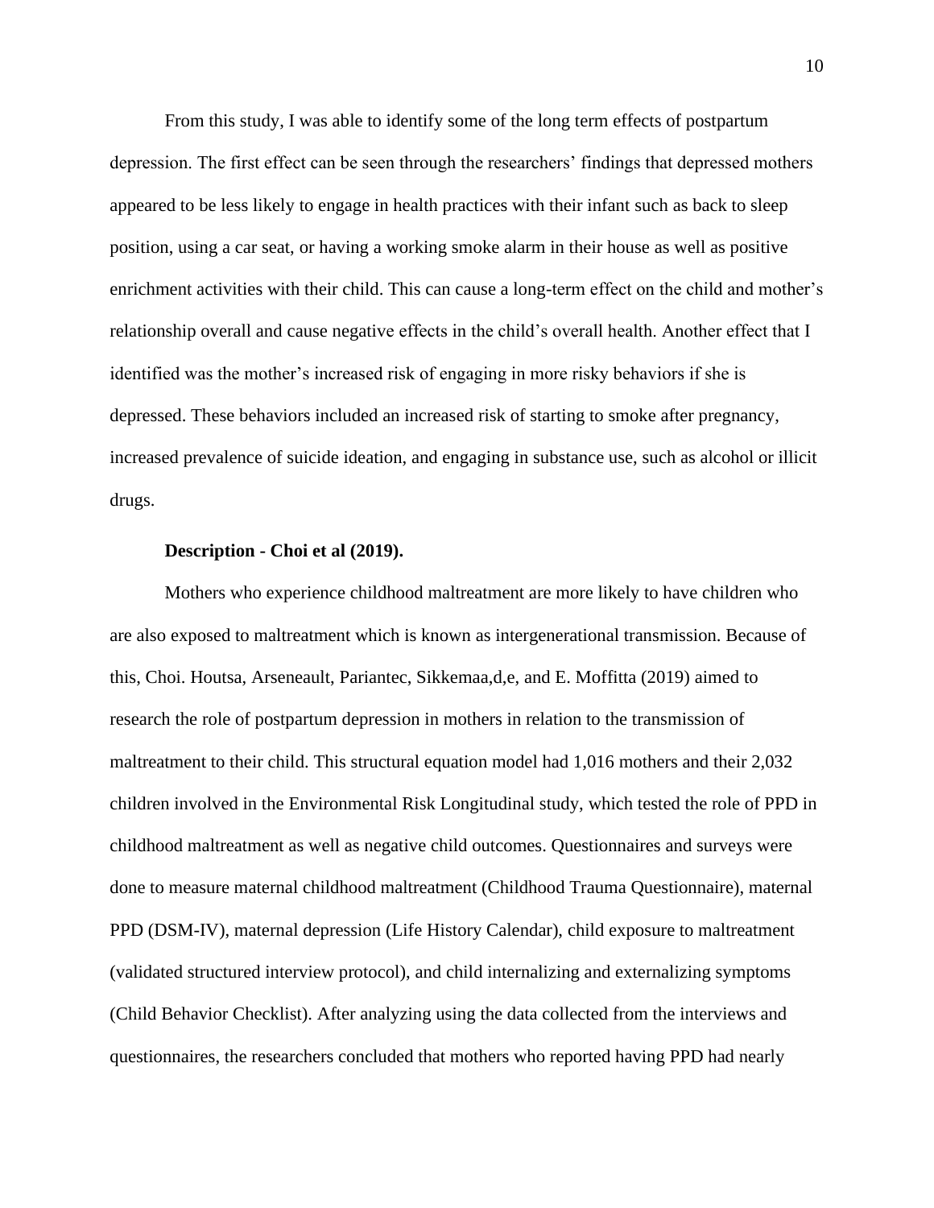From this study, I was able to identify some of the long term effects of postpartum depression. The first effect can be seen through the researchers' findings that depressed mothers appeared to be less likely to engage in health practices with their infant such as back to sleep position, using a car seat, or having a working smoke alarm in their house as well as positive enrichment activities with their child. This can cause a long-term effect on the child and mother's relationship overall and cause negative effects in the child's overall health. Another effect that I identified was the mother's increased risk of engaging in more risky behaviors if she is depressed. These behaviors included an increased risk of starting to smoke after pregnancy, increased prevalence of suicide ideation, and engaging in substance use, such as alcohol or illicit drugs.

**Description - Choi et al (2019).**

Mothers who experience childhood maltreatment are more likely to have children who are also exposed to maltreatment which is known as intergenerational transmission. Because of this, Choi. Houtsa, Arseneault, Pariantec, Sikkemaa,d,e, and E. Moffitta (2019) aimed to research the role of postpartum depression in mothers in relation to the transmission of maltreatment to their child. This structural equation model had 1,016 mothers and their 2,032 children involved in the Environmental Risk Longitudinal study, which tested the role of PPD in childhood maltreatment as well as negative child outcomes. Questionnaires and surveys were done to measure maternal childhood maltreatment (Childhood Trauma Questionnaire), maternal PPD (DSM-IV), maternal depression (Life History Calendar), child exposure to maltreatment (validated structured interview protocol), and child internalizing and externalizing symptoms (Child Behavior Checklist). After analyzing using the data collected from the interviews and questionnaires, the researchers concluded that mothers who reported having PPD had nearly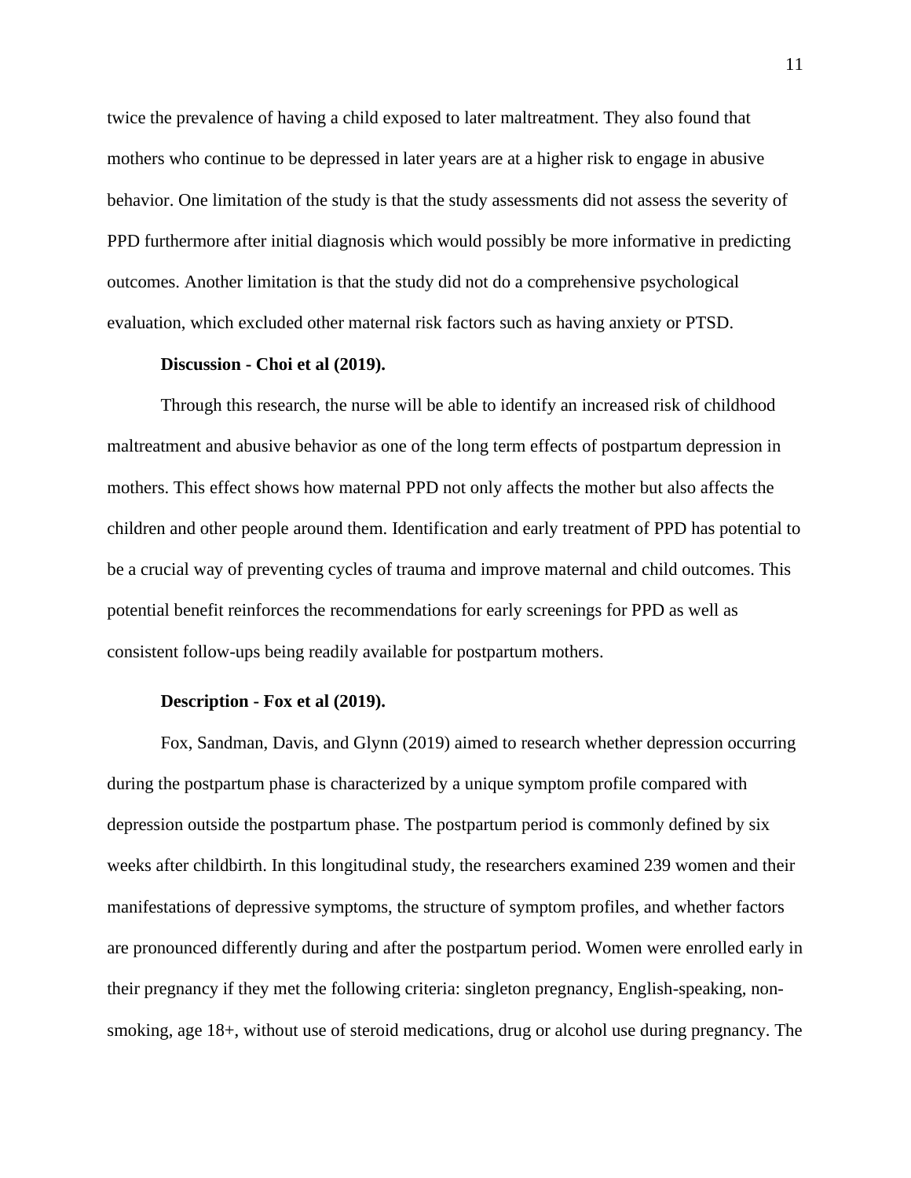twice the prevalence of having a child exposed to later maltreatment. They also found that mothers who continue to be depressed in later years are at a higher risk to engage in abusive behavior. One limitation of the study is that the study assessments did not assess the severity of PPD furthermore after initial diagnosis which would possibly be more informative in predicting outcomes. Another limitation is that the study did not do a comprehensive psychological evaluation, which excluded other maternal risk factors such as having anxiety or PTSD.

**Discussion - Choi et al (2019).**

Through this research, the nurse will be able to identify an increased risk of childhood maltreatment and abusive behavior as one of the long term effects of postpartum depression in mothers. This effect shows how maternal PPD not only affects the mother but also affects the children and other people around them. Identification and early treatment of PPD has potential to be a crucial way of preventing cycles of trauma and improve maternal and child outcomes. This potential benefit reinforces the recommendations for early screenings for PPD as well as consistent follow-ups being readily available for postpartum mothers.

**Description - Fox et al (2019).**

Fox, Sandman, Davis, and Glynn (2019) aimed to research whether depression occurring during the postpartum phase is characterized by a unique symptom profile compared with depression outside the postpartum phase. The postpartum period is commonly defined by six weeks after childbirth. In this longitudinal study, the researchers examined 239 women and their manifestations of depressive symptoms, the structure of symptom profiles, and whether factors are pronounced differently during and after the postpartum period. Women were enrolled early in their pregnancy if they met the following criteria: singleton pregnancy, English-speaking, non-smoking, age 18+, without use of steroid medications, drug or alcohol use during pregnancy. The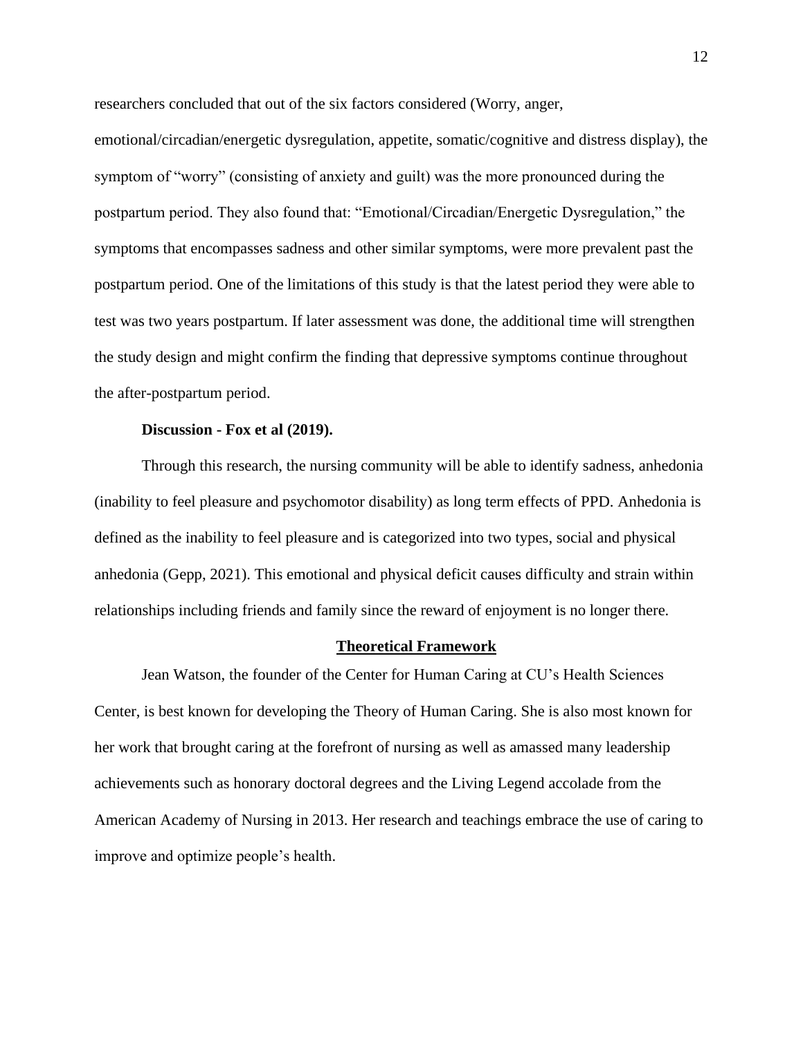researchers concluded that out of the six factors considered (Worry, anger, emotional/circadian/energetic dysregulation, appetite, somatic/cognitive and distress display), the symptom of "worry" (consisting of anxiety and guilt) was the more pronounced during the postpartum period. They also found that: "Emotional/Circadian/Energetic Dysregulation," the symptoms that encompasses sadness and other similar symptoms, were more prevalent past the postpartum period. One of the limitations of this study is that the latest period they were able to test was two years postpartum. If later assessment was done, the additional time will strengthen the study design and might confirm the finding that depressive symptoms continue throughout the after-postpartum period.

**Discussion - Fox et al (2019).**

Through this research, the nursing community will be able to identify sadness, anhedonia (inability to feel pleasure and psychomotor disability) as long term effects of PPD. Anhedonia is defined as the inability to feel pleasure and is categorized into two types, social and physical anhedonia (Gepp, 2021). This emotional and physical deficit causes difficulty and strain within relationships including friends and family since the reward of enjoyment is no longer there.

## Theoretical Framework

Jean Watson, the founder of the Center for Human Caring at CU's Health Sciences Center, is best known for developing the Theory of Human Caring. She is also most known for her work that brought caring at the forefront of nursing as well as amassed many leadership achievements such as honorary doctoral degrees and the Living Legend accolade from the American Academy of Nursing in 2013. Her research and teachings embrace the use of caring to improve and optimize people's health.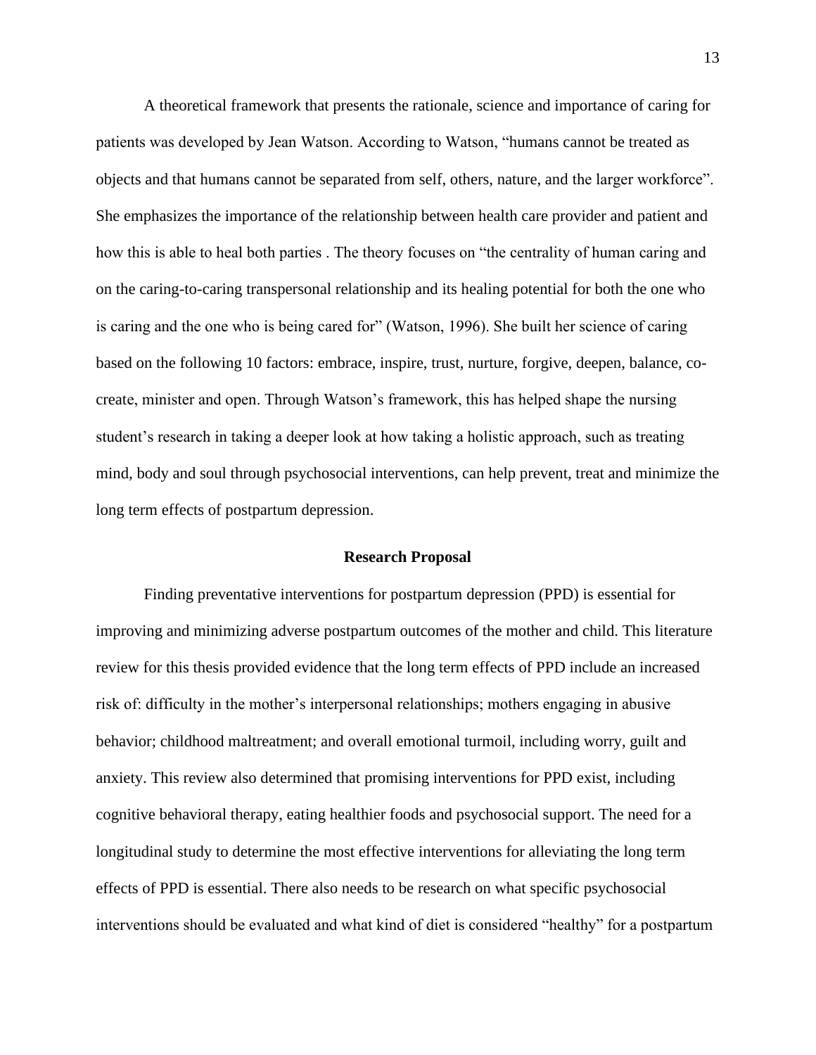A theoretical framework that presents the rationale, science and importance of caring for patients was developed by Jean Watson. According to Watson, "humans cannot be treated as objects and that humans cannot be separated from self, others, nature, and the larger workforce". She emphasizes the importance of the relationship between health care provider and patient and how this is able to heal both parties . The theory focuses on "the centrality of human caring and on the caring-to-caring transpersonal relationship and its healing potential for both the one who is caring and the one who is being cared for" (Watson, 1996). She built her science of caring based on the following 10 factors: embrace, inspire, trust, nurture, forgive, deepen, balance, co-create, minister and open. Through Watson's framework, this has helped shape the nursing student's research in taking a deeper look at how taking a holistic approach, such as treating mind, body and soul through psychosocial interventions, can help prevent, treat and minimize the long term effects of postpartum depression.

## Research Proposal

Finding preventative interventions for postpartum depression (PPD) is essential for improving and minimizing adverse postpartum outcomes of the mother and child. This literature review for this thesis provided evidence that the long term effects of PPD include an increased risk of: difficulty in the mother's interpersonal relationships; mothers engaging in abusive behavior; childhood maltreatment; and overall emotional turmoil, including worry, guilt and anxiety. This review also determined that promising interventions for PPD exist, including cognitive behavioral therapy, eating healthier foods and psychosocial support. The need for a longitudinal study to determine the most effective interventions for alleviating the long term effects of PPD is essential. There also needs to be research on what specific psychosocial interventions should be evaluated and what kind of diet is considered "healthy" for a postpartum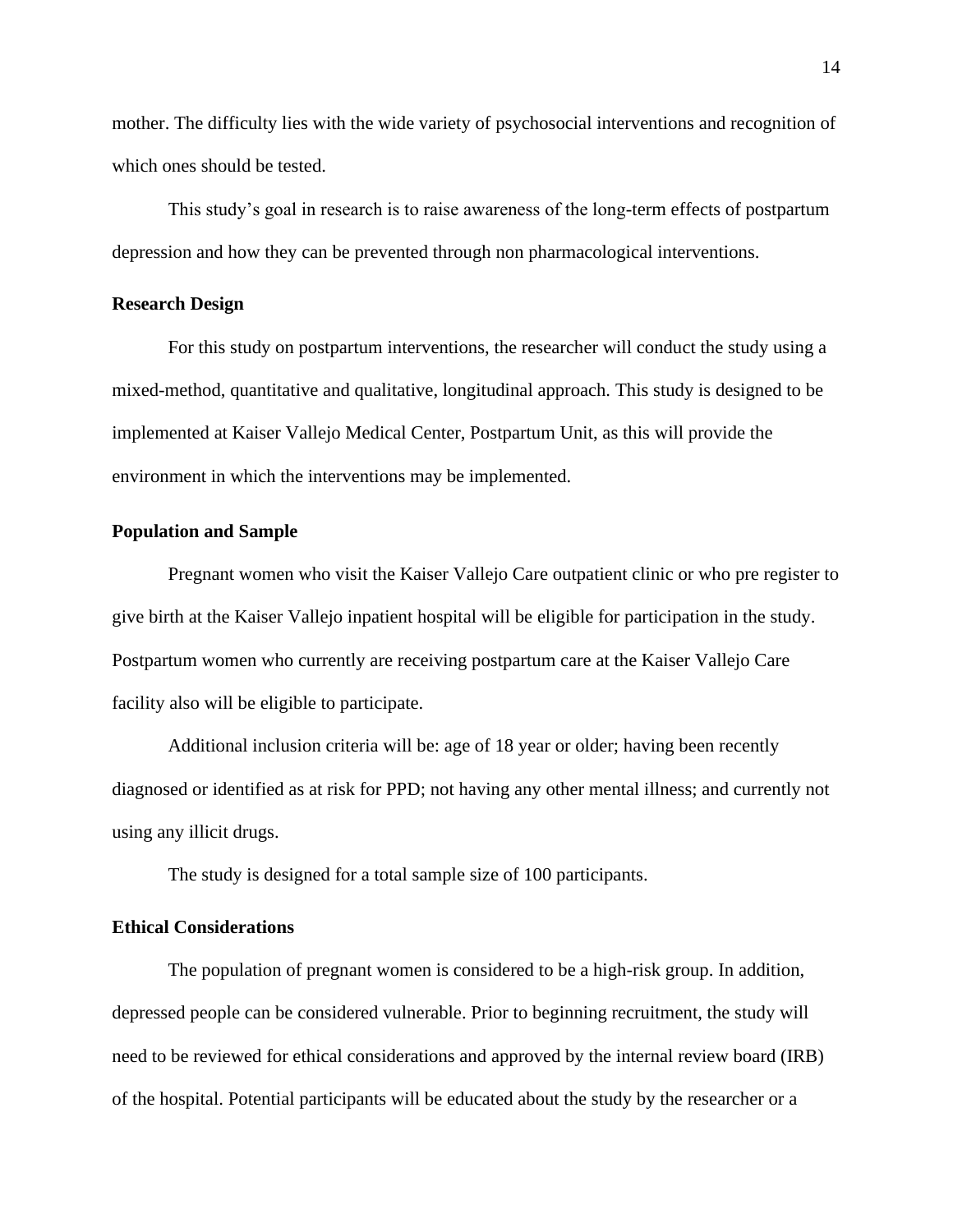mother. The difficulty lies with the wide variety of psychosocial interventions and recognition of which ones should be tested.

This study's goal in research is to raise awareness of the long-term effects of postpartum depression and how they can be prevented through non pharmacological interventions.

### Research Design

For this study on postpartum interventions, the researcher will conduct the study using a mixed-method, quantitative and qualitative, longitudinal approach. This study is designed to be implemented at Kaiser Vallejo Medical Center, Postpartum Unit, as this will provide the environment in which the interventions may be implemented.

### Population and Sample

Pregnant women who visit the Kaiser Vallejo Care outpatient clinic or who pre register to give birth at the Kaiser Vallejo inpatient hospital will be eligible for participation in the study. Postpartum women who currently are receiving postpartum care at the Kaiser Vallejo Care facility also will be eligible to participate.

Additional inclusion criteria will be: age of 18 year or older; having been recently diagnosed or identified as at risk for PPD; not having any other mental illness; and currently not using any illicit drugs.

The study is designed for a total sample size of 100 participants.

### Ethical Considerations

The population of pregnant women is considered to be a high-risk group. In addition, depressed people can be considered vulnerable. Prior to beginning recruitment, the study will need to be reviewed for ethical considerations and approved by the internal review board (IRB) of the hospital. Potential participants will be educated about the study by the researcher or a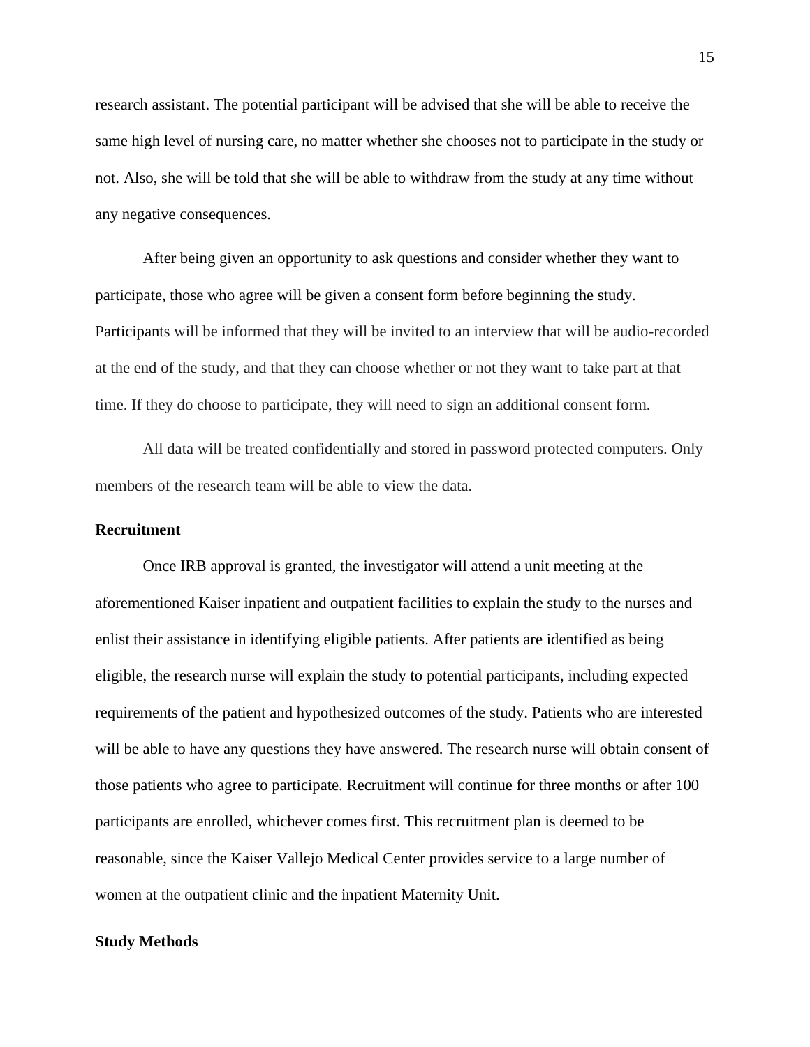research assistant. The potential participant will be advised that she will be able to receive the same high level of nursing care, no matter whether she chooses not to participate in the study or not. Also, she will be told that she will be able to withdraw from the study at any time without any negative consequences.

After being given an opportunity to ask questions and consider whether they want to participate, those who agree will be given a consent form before beginning the study. Participants will be informed that they will be invited to an interview that will be audio-recorded at the end of the study, and that they can choose whether or not they want to take part at that time. If they do choose to participate, they will need to sign an additional consent form.

All data will be treated confidentially and stored in password protected computers. Only members of the research team will be able to view the data.

**Recruitment**

Once IRB approval is granted, the investigator will attend a unit meeting at the aforementioned Kaiser inpatient and outpatient facilities to explain the study to the nurses and enlist their assistance in identifying eligible patients. After patients are identified as being eligible, the research nurse will explain the study to potential participants, including expected requirements of the patient and hypothesized outcomes of the study. Patients who are interested will be able to have any questions they have answered. The research nurse will obtain consent of those patients who agree to participate. Recruitment will continue for three months or after 100 participants are enrolled, whichever comes first. This recruitment plan is deemed to be reasonable, since the Kaiser Vallejo Medical Center provides service to a large number of women at the outpatient clinic and the inpatient Maternity Unit.

**Study Methods**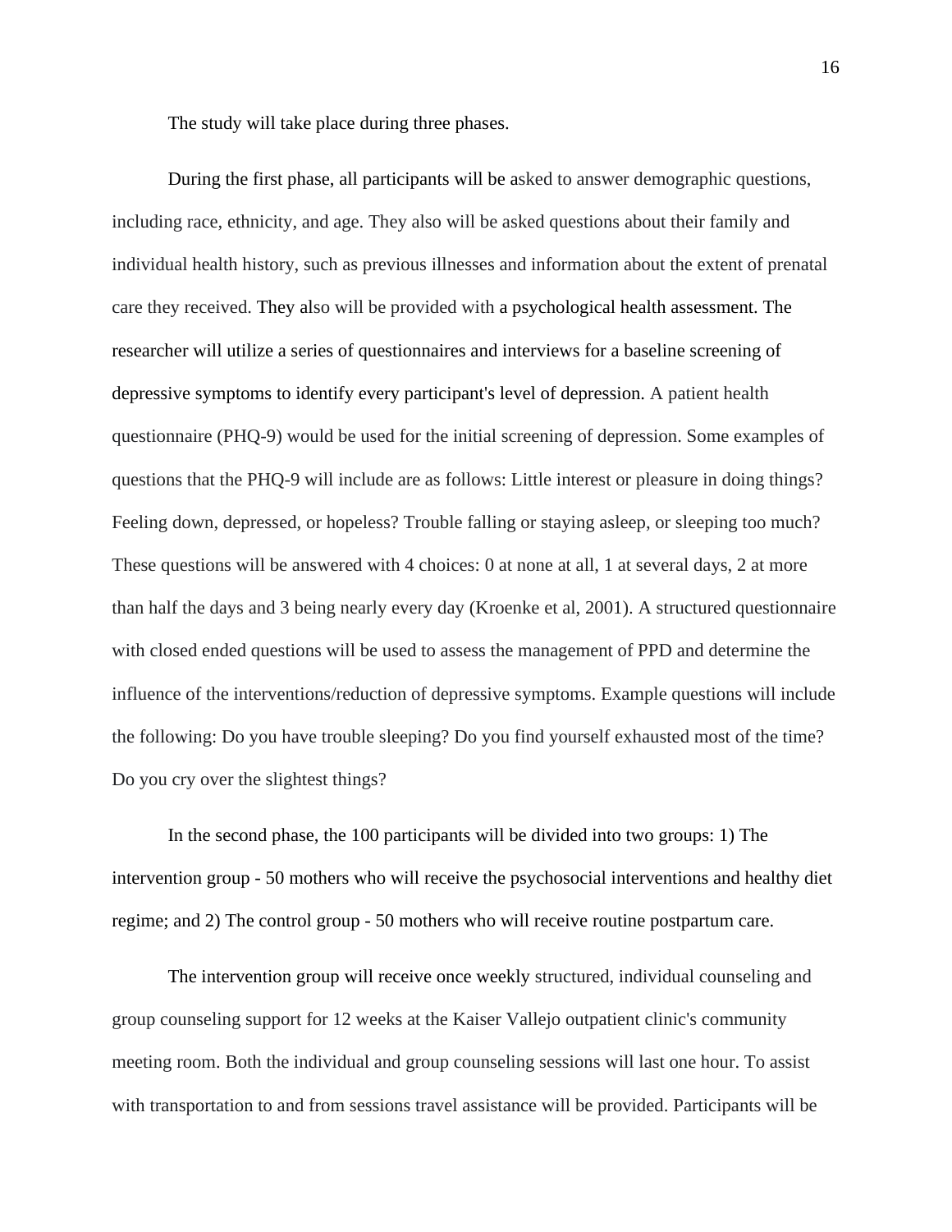The study will take place during three phases.

During the first phase, all participants will be asked to answer demographic questions, including race, ethnicity, and age. They also will be asked questions about their family and individual health history, such as previous illnesses and information about the extent of prenatal care they received. They also will be provided with a psychological health assessment. The researcher will utilize a series of questionnaires and interviews for a baseline screening of depressive symptoms to identify every participant's level of depression. A patient health questionnaire (PHQ-9) would be used for the initial screening of depression. Some examples of questions that the PHQ-9 will include are as follows: Little interest or pleasure in doing things? Feeling down, depressed, or hopeless? Trouble falling or staying asleep, or sleeping too much? These questions will be answered with 4 choices: 0 at none at all, 1 at several days, 2 at more than half the days and 3 being nearly every day (Kroenke et al, 2001). A structured questionnaire with closed ended questions will be used to assess the management of PPD and determine the influence of the interventions/reduction of depressive symptoms. Example questions will include the following: Do you have trouble sleeping? Do you find yourself exhausted most of the time? Do you cry over the slightest things?

In the second phase, the 100 participants will be divided into two groups: 1) The intervention group - 50 mothers who will receive the psychosocial interventions and healthy diet regime; and 2) The control group - 50 mothers who will receive routine postpartum care.

The intervention group will receive once weekly structured, individual counseling and group counseling support for 12 weeks at the Kaiser Vallejo outpatient clinic's community meeting room. Both the individual and group counseling sessions will last one hour. To assist with transportation to and from sessions travel assistance will be provided. Participants will be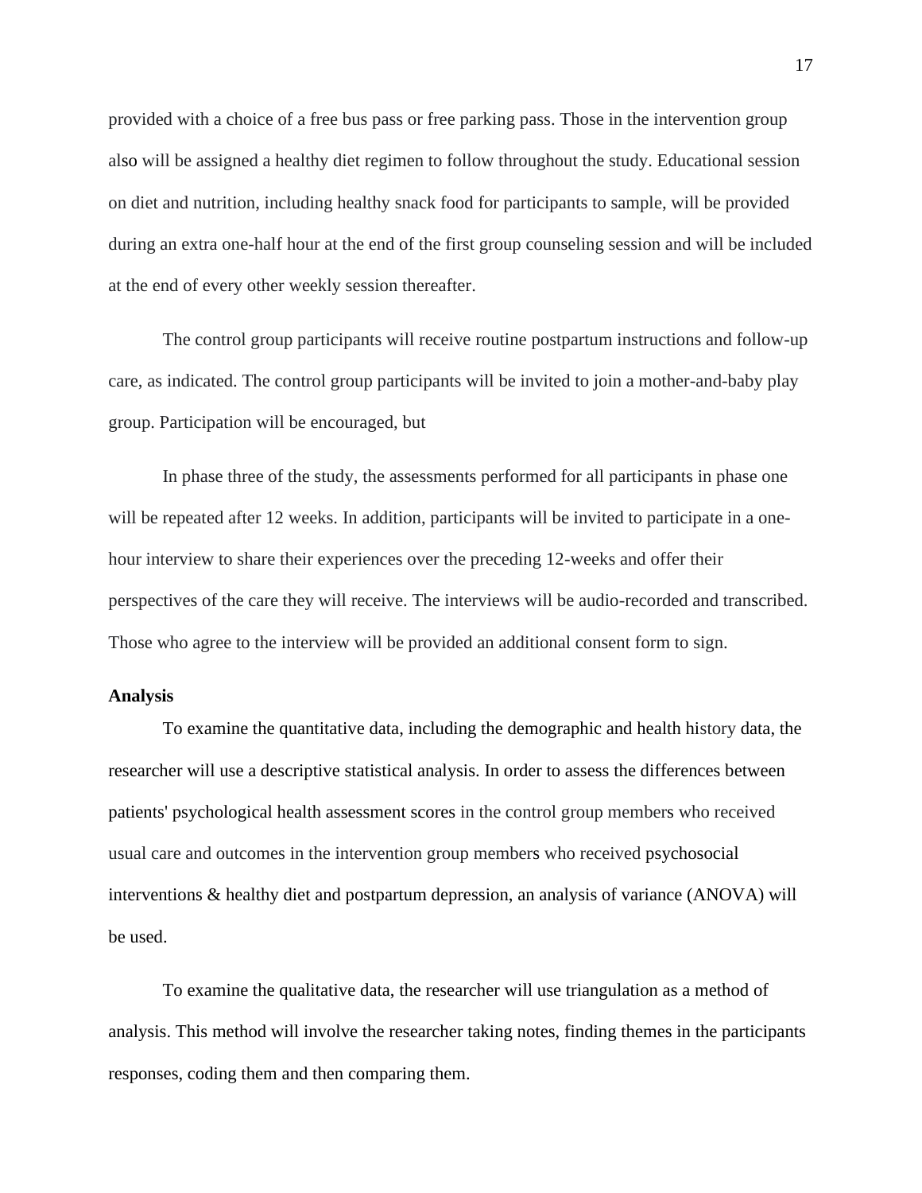provided with a choice of a free bus pass or free parking pass. Those in the intervention group also will be assigned a healthy diet regimen to follow throughout the study. Educational session on diet and nutrition, including healthy snack food for participants to sample, will be provided during an extra one-half hour at the end of the first group counseling session and will be included at the end of every other weekly session thereafter.

The control group participants will receive routine postpartum instructions and follow-up care, as indicated. The control group participants will be invited to join a mother-and-baby play group. Participation will be encouraged, but

In phase three of the study, the assessments performed for all participants in phase one will be repeated after 12 weeks. In addition, participants will be invited to participate in a one-hour interview to share their experiences over the preceding 12-weeks and offer their perspectives of the care they will receive. The interviews will be audio-recorded and transcribed. Those who agree to the interview will be provided an additional consent form to sign.

**Analysis**

To examine the quantitative data, including the demographic and health history data, the researcher will use a descriptive statistical analysis. In order to assess the differences between patients' psychological health assessment scores in the control group members who received usual care and outcomes in the intervention group members who received psychosocial interventions & healthy diet and postpartum depression, an analysis of variance (ANOVA) will be used.

To examine the qualitative data, the researcher will use triangulation as a method of analysis. This method will involve the researcher taking notes, finding themes in the participants responses, coding them and then comparing them.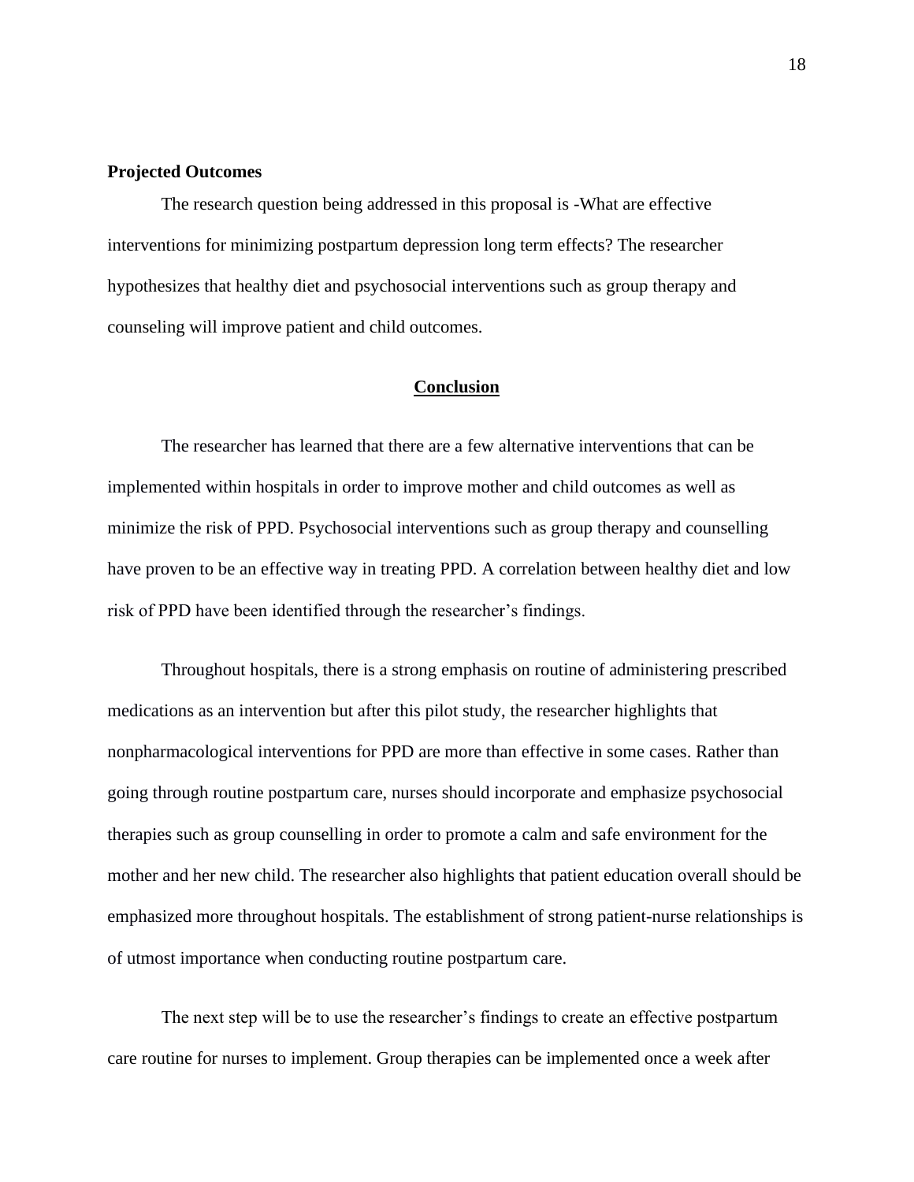**Projected Outcomes**

The research question being addressed in this proposal is -What are effective interventions for minimizing postpartum depression long term effects? The researcher hypothesizes that healthy diet and psychosocial interventions such as group therapy and counseling will improve patient and child outcomes.

## Conclusion

The researcher has learned that there are a few alternative interventions that can be implemented within hospitals in order to improve mother and child outcomes as well as minimize the risk of PPD. Psychosocial interventions such as group therapy and counselling have proven to be an effective way in treating PPD. A correlation between healthy diet and low risk of PPD have been identified through the researcher's findings.

Throughout hospitals, there is a strong emphasis on routine of administering prescribed medications as an intervention but after this pilot study, the researcher highlights that nonpharmacological interventions for PPD are more than effective in some cases. Rather than going through routine postpartum care, nurses should incorporate and emphasize psychosocial therapies such as group counselling in order to promote a calm and safe environment for the mother and her new child. The researcher also highlights that patient education overall should be emphasized more throughout hospitals. The establishment of strong patient-nurse relationships is of utmost importance when conducting routine postpartum care.

The next step will be to use the researcher's findings to create an effective postpartum care routine for nurses to implement. Group therapies can be implemented once a week after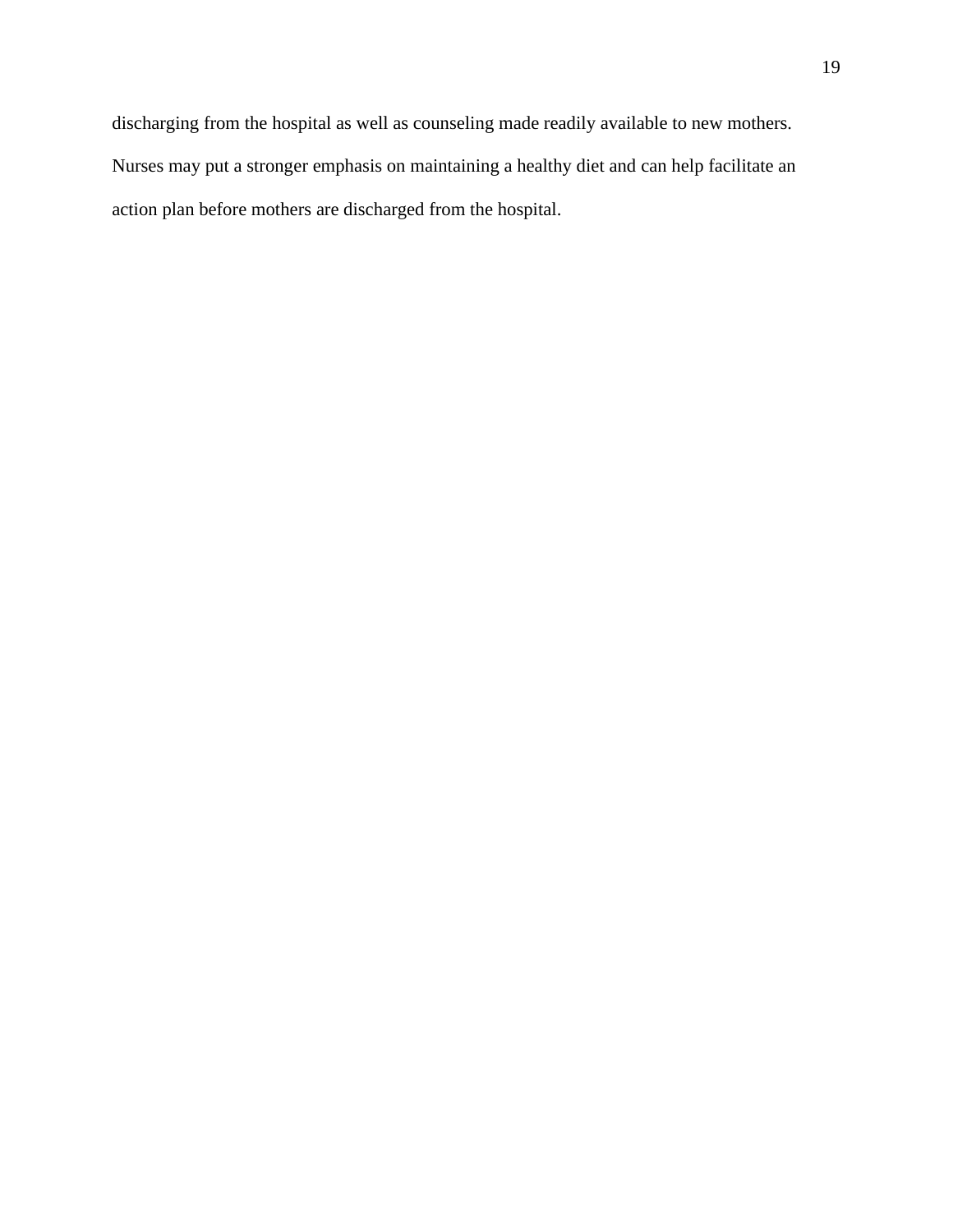discharging from the hospital as well as counseling made readily available to new mothers. Nurses may put a stronger emphasis on maintaining a healthy diet and can help facilitate an action plan before mothers are discharged from the hospital.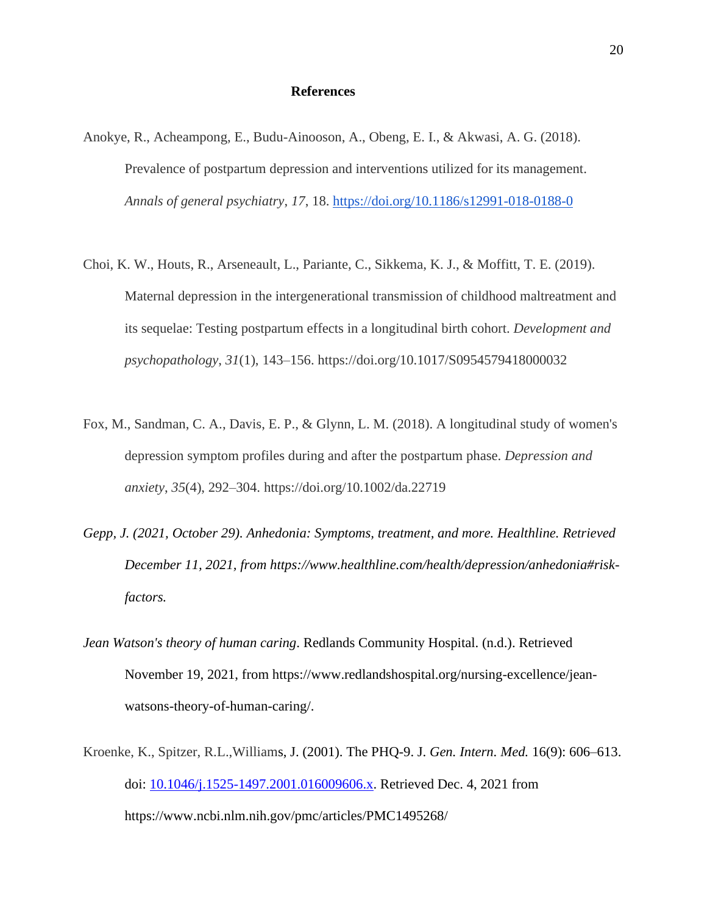# References

Anokye, R., Acheampong, E., Budu-Ainooson, A., Obeng, E. I., & Akwasi, A. G. (2018). Prevalence of postpartum depression and interventions utilized for its management. *Annals of general psychiatry*, *17*, 18. https://doi.org/10.1186/s12991-018-0188-0

Choi, K. W., Houts, R., Arseneault, L., Pariante, C., Sikkema, K. J., & Moffitt, T. E. (2019). Maternal depression in the intergenerational transmission of childhood maltreatment and its sequelae: Testing postpartum effects in a longitudinal birth cohort. *Development and psychopathology*, *31*(1), 143–156. https://doi.org/10.1017/S0954579418000032

Fox, M., Sandman, C. A., Davis, E. P., & Glynn, L. M. (2018). A longitudinal study of women's depression symptom profiles during and after the postpartum phase. *Depression and anxiety*, *35*(4), 292–304. https://doi.org/10.1002/da.22719

*Gepp, J. (2021, October 29). Anhedonia: Symptoms, treatment, and more. Healthline. Retrieved December 11, 2021, from https://www.healthline.com/health/depression/anhedonia#risk-factors.*

*Jean Watson's theory of human caring*. Redlands Community Hospital. (n.d.). Retrieved November 19, 2021, from https://www.redlandshospital.org/nursing-excellence/jean-watsons-theory-of-human-caring/.

Kroenke, K., Spitzer, R.L.,Williams, J. (2001). The PHQ-9. J. *Gen. Intern. Med.* 16(9): 606–613. doi: 10.1046/j.1525-1497.2001.016009606.x. Retrieved Dec. 4, 2021 from https://www.ncbi.nlm.nih.gov/pmc/articles/PMC1495268/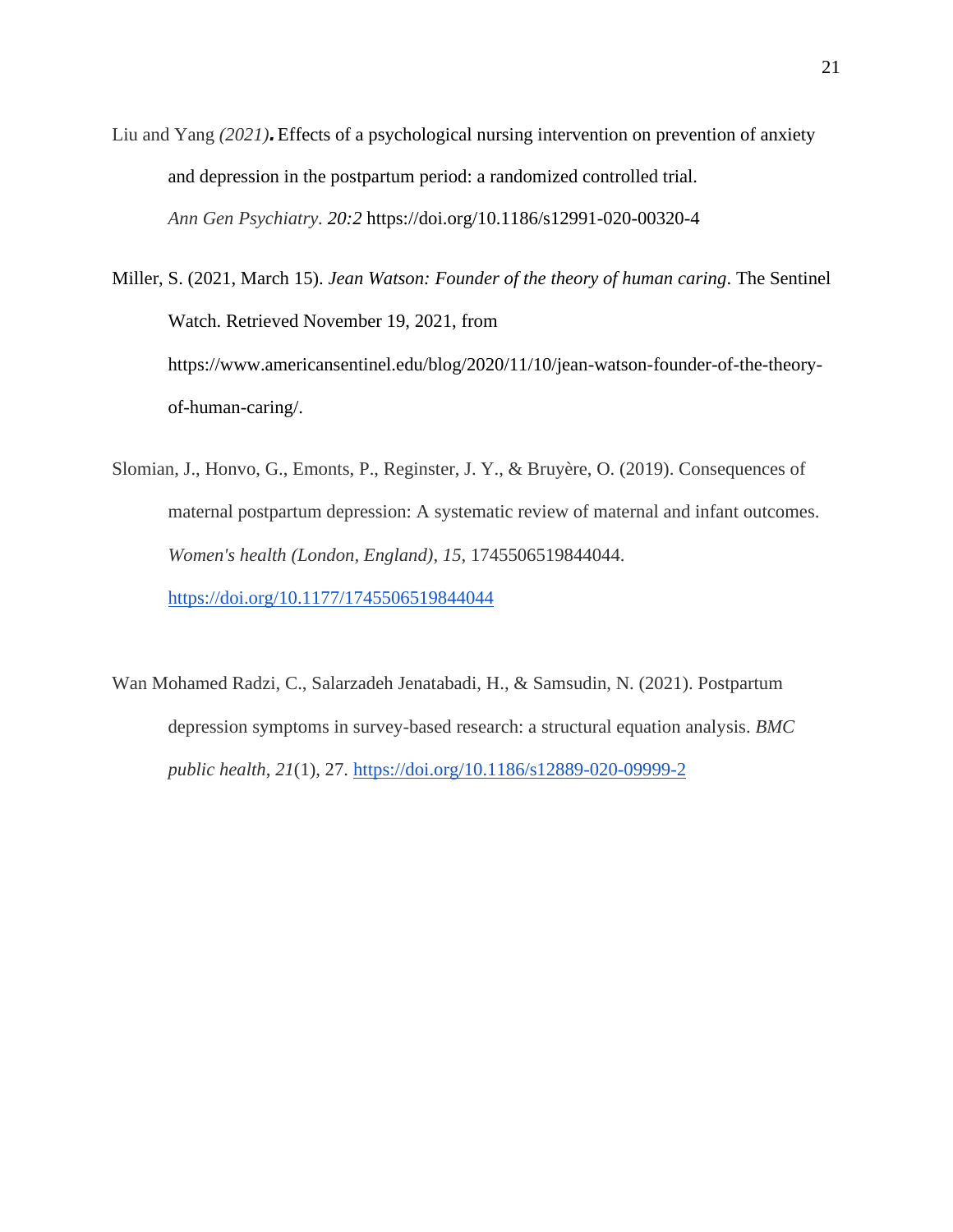Liu and Yang *(2021)***.** Effects of a psychological nursing intervention on prevention of anxiety and depression in the postpartum period: a randomized controlled trial. *Ann Gen Psychiatry. 20:2* https://doi.org/10.1186/s12991-020-00320-4

Miller, S. (2021, March 15). *Jean Watson: Founder of the theory of human caring*. The Sentinel Watch. Retrieved November 19, 2021, from https://www.americansentinel.edu/blog/2020/11/10/jean-watson-founder-of-the-theory-of-human-caring/.

Slomian, J., Honvo, G., Emonts, P., Reginster, J. Y., & Bruyère, O. (2019). Consequences of maternal postpartum depression: A systematic review of maternal and infant outcomes. *Women's health (London, England)*, *15*, 1745506519844044. https://doi.org/10.1177/1745506519844044

Wan Mohamed Radzi, C., Salarzadeh Jenatabadi, H., & Samsudin, N. (2021). Postpartum depression symptoms in survey-based research: a structural equation analysis. *BMC public health*, *21*(1), 27. https://doi.org/10.1186/s12889-020-09999-2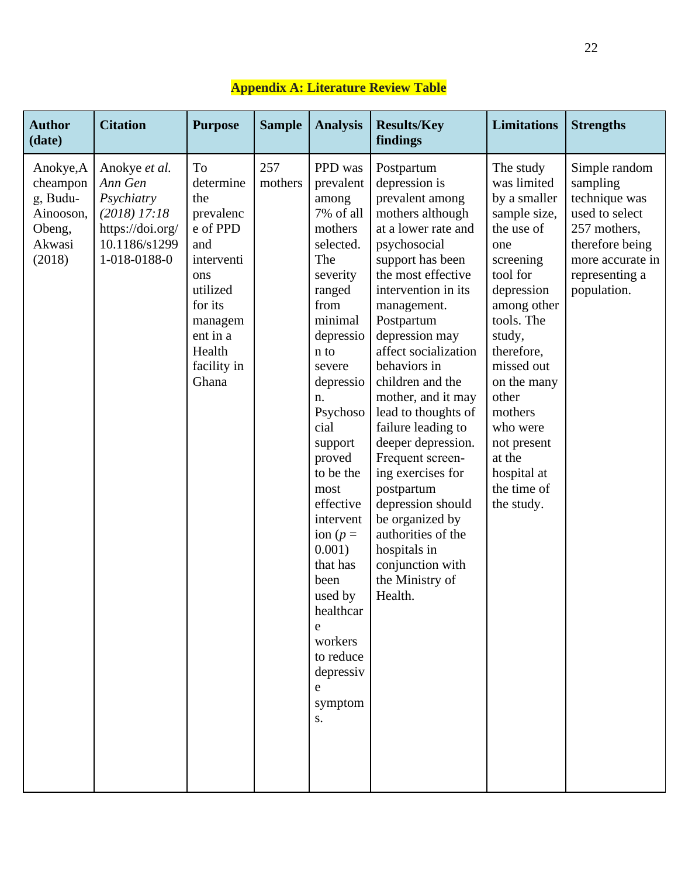## Appendix A: Literature Review Table

| Author (date) | Citation | Purpose | Sample | Analysis | Results/Key findings | Limitations | Strengths |
|---|---|---|---|---|---|---|---|
| Anokye, Acheampong, Budu-Ainooson, Obeng, Akwasi (2018) | Anokye *et al. Ann Gen Psychiatry (2018) 17:18* https://doi.org/10.1186/s12991-018-0188-0 | To determine the prevalence of PPD and interventions utilized for its management in a Health facility in Ghana | 257 mothers | PPD was prevalent among 7% of all mothers selected. The severity ranged from minimal depression to severe depression. Psychosocial support proved to be the most effective intervention (*p* = 0.001) that has been used by healthcare workers to reduce depressive symptoms. | Postpartum depression is prevalent among mothers although at a lower rate and psychosocial support has been the most effective intervention in its management. Postpartum depression may affect socialization behaviors in children and the mother, and it may lead to thoughts of failure leading to deeper depression. Frequent screening exercises for postpartum depression should be organized by authorities of the hospitals in conjunction with the Ministry of Health. | The study was limited by a smaller sample size, the use of one screening tool for depression among other tools. The study, therefore, missed out on the many other mothers who were not present at the hospital at the time of the study. | Simple random sampling technique was used to select 257 mothers, therefore being more accurate in representing a population. |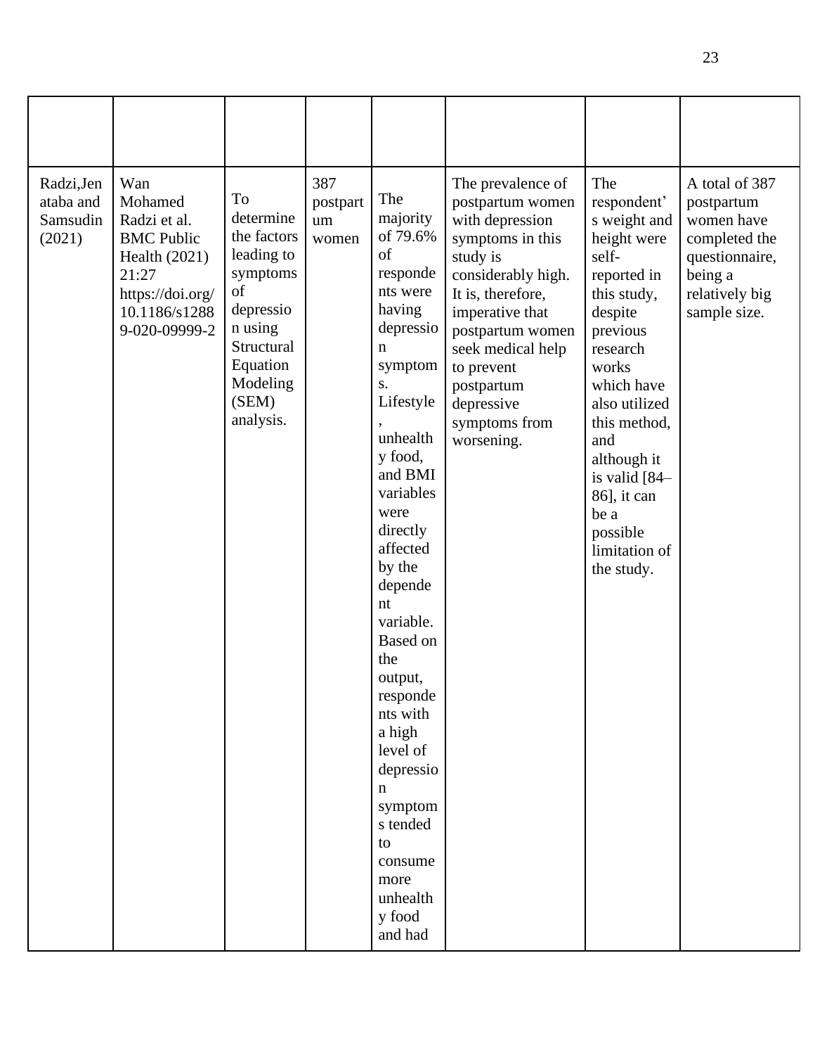| | | | | | | | |
|---|---|---|---|---|---|---|---|
| Radzi,Jenataba and Samsudin (2021) | Wan Mohamed Radzi et al. BMC Public Health (2021) 21:27 https://doi.org/10.1186/s12889-020-09999-2 | To determine the factors leading to symptoms of depression using Structural Equation Modeling (SEM) analysis. | 387 postpartum women | The majority of 79.6% of respondents were having depression symptoms. Lifestyle, unhealthy food, and BMI variables were directly affected by the dependent variable. Based on the output, respondents with a high level of depression symptoms tended to consume more unhealthy food and had | The prevalence of postpartum women with depression symptoms in this study is considerably high. It is, therefore, imperative that postpartum women seek medical help to prevent postpartum depressive symptoms from worsening. | The respondent's weight and height were self-reported in this study, despite previous research works which have also utilized this method, and although it is valid [84–86], it can be a possible limitation of the study. | A total of 387 postpartum women have completed the questionnaire, being a relatively big sample size. |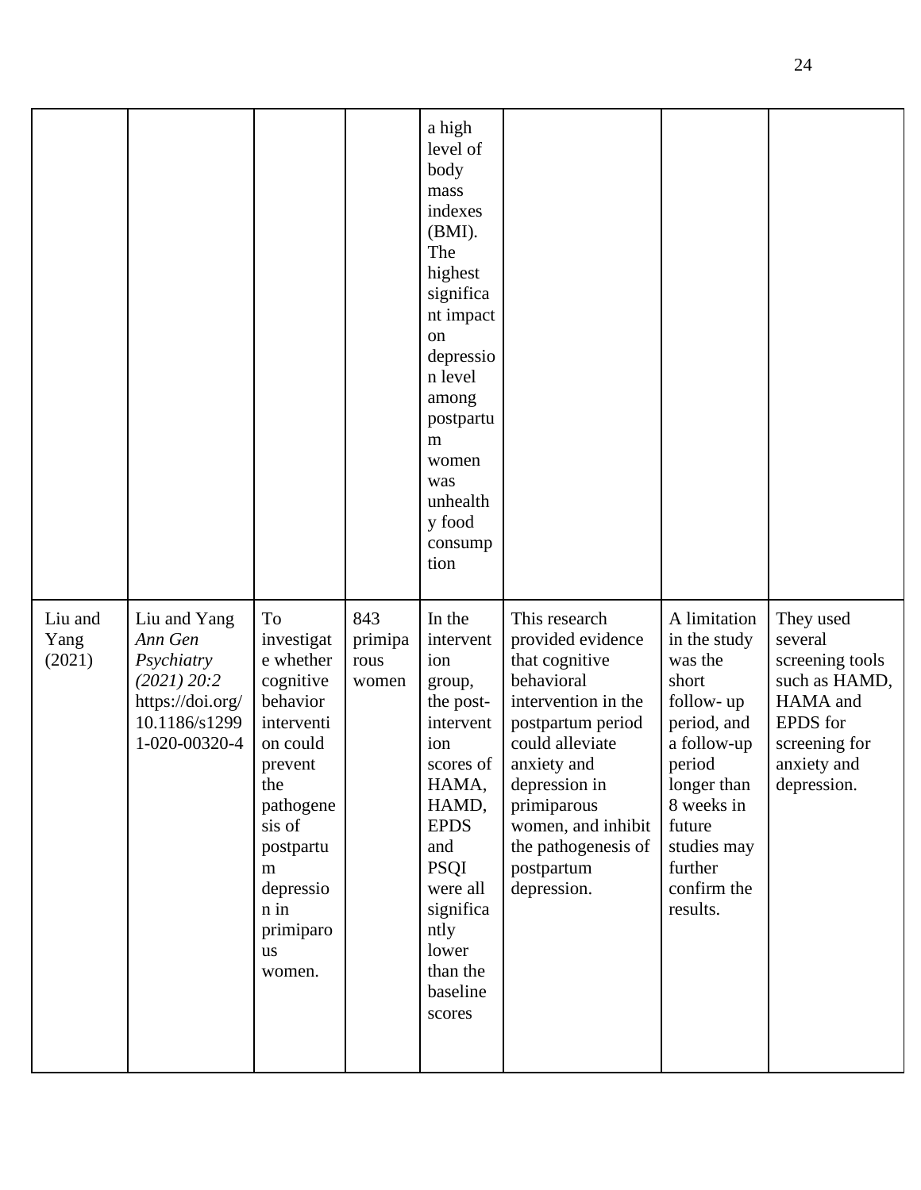| | | | | | | | |
|---|---|---|---|---|---|---|---|
| | | | | a high level of body mass indexes (BMI). The highest significant impact on depression level among postpartum women was unhealthy food consumption | | | |
| Liu and Yang (2021) | Liu and Yang *Ann Gen Psychiatry (2021) 20:2* https://doi.org/10.1186/s12991-020-00320-4 | To investigate whether cognitive behavior intervention could prevent the pathogenesis of postpartum depression in primiparous women. | 843 primiparous women | In the intervention group, the post-intervention scores of HAMA, HAMD, EPDS and PSQI were all significantly lower than the baseline scores | This research provided evidence that cognitive behavioral intervention in the postpartum period could alleviate anxiety and depression in primiparous women, and inhibit the pathogenesis of postpartum depression. | A limitation in the study was the short follow- up period, and a follow-up period longer than 8 weeks in future studies may further confirm the results. | They used several screening tools such as HAMD, HAMA and EPDS for screening for anxiety and depression. |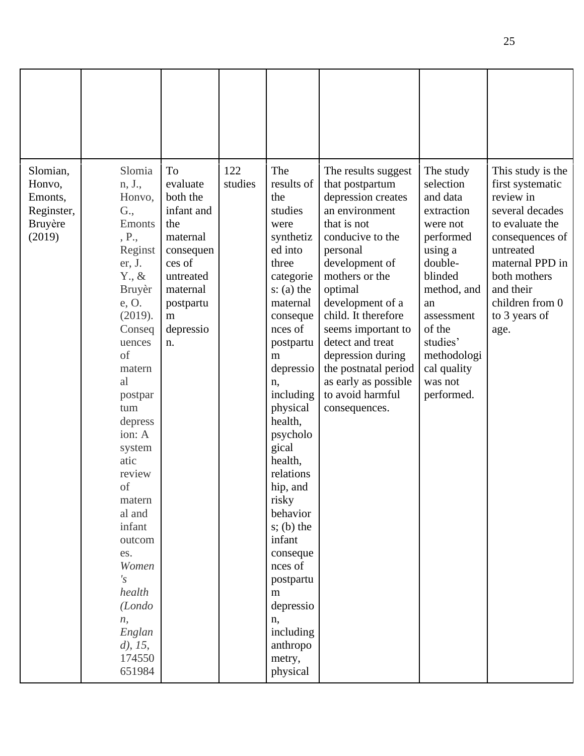| | | | | | | | |
|---|---|---|---|---|---|---|---|
| | | | | | | | |
| Slomian, Honvo, Emonts, Reginster, Bruyère (2019) | Slomian, J., Honvo, G., Emonts, P., Reginster, J. Y., & Bruyère, O. (2019). Consequences of maternal postpartum depression: A systematic review of maternal and infant outcomes. *Women's health (London, England)*, *15*, 174550651984 | To evaluate both the infant and the maternal consequences of untreated maternal postpartum depression. | 122 studies | The results of the studies were synthetized into three categories: (a) the maternal consequences of postpartum depression, including physical health, psychological health, relationship, and risky behaviors; (b) the infant consequences of postpartum depression, including anthropometry, physical | The results suggest that postpartum depression creates an environment that is not conducive to the personal development of mothers or the optimal development of a child. It therefore seems important to detect and treat depression during the postnatal period as early as possible to avoid harmful consequences. | The study selection and data extraction were not performed using a double-blinded method, and an assessment of the studies' methodological quality was not performed. | This study is the first systematic review in several decades to evaluate the consequences of untreated maternal PPD in both mothers and their children from 0 to 3 years of age. |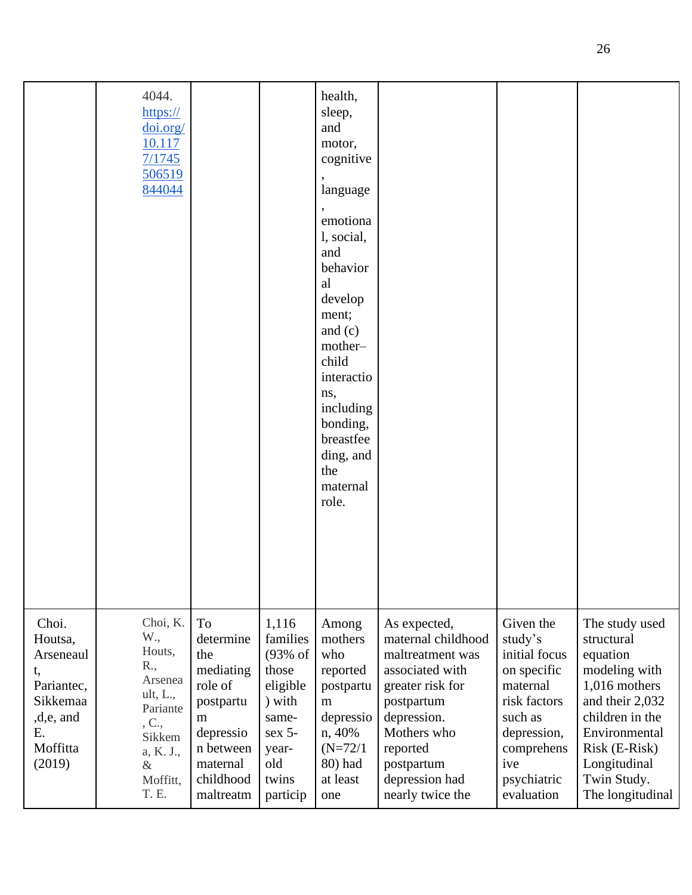| | | | | | | | |
|---|---|---|---|---|---|---|---|
| | 4044. https://doi.org/10.1177/1745506519844044 | | | health, sleep, and motor, cognitive, language, emotional, social, and behavioral development; and (c) mother–child interactions, including bonding, breastfeeding, and the maternal role. | | | |
| Choi. Houtsa, Arseneault, Pariantec, Sikkemaa,d,e, and E. Moffitta (2019) | Choi, K. W., Houts, R., Arseneault, L., Pariante, C., Sikkema, K. J., & Moffitt, T. E. | To determine the mediating role of postpartum depression between maternal childhood maltreatm | 1,116 families (93% of those eligible) with same-sex 5-year-old twins particip | Among mothers who reported postpartum depression, 40% (N=72/180) had at least one | As expected, maternal childhood maltreatment was associated with greater risk for postpartum depression. Mothers who reported postpartum depression had nearly twice the | Given the study's initial focus on specific maternal risk factors such as depression, comprehensive psychiatric evaluation | The study used structural equation modeling with 1,016 mothers and their 2,032 children in the Environmental Risk (E-Risk) Longitudinal Twin Study. The longitudinal |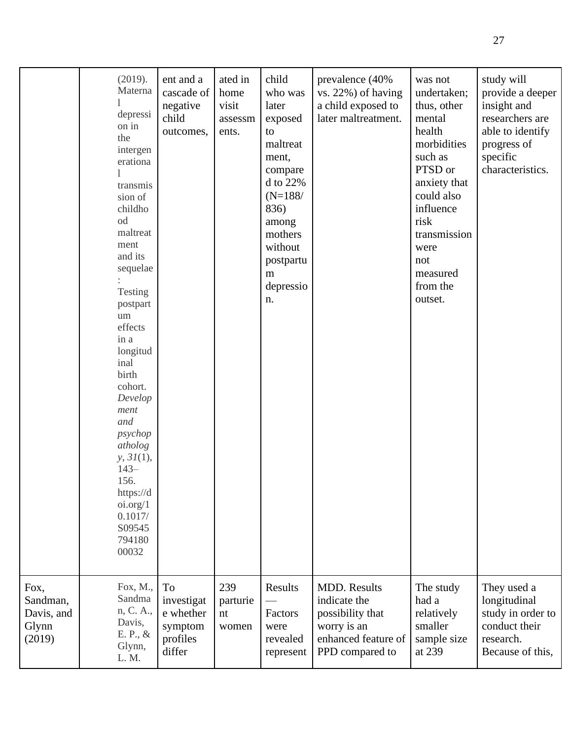|  |  |  |  |  |  |  |  |
|---|---|---|---|---|---|---|---|
|  | (2019). Maternal depression in the intergenerational transmission of childhood maltreatment and its sequelae: Testing postpartum effects in a longitudinal birth cohort. *Development and psychopathology*, *31*(1), 143–156. https://doi.org/10.1017/S0954579418000032 | ent and a cascade of negative child outcomes, | ated in home visit assessments. | child who was later exposed to maltreatment, compared to 22% (N=188/836) among mothers without postpartum depression. | prevalence (40% vs. 22%) of having a child exposed to later maltreatment. | was not undertaken; thus, other mental health morbidities such as PTSD or anxiety that could also influence risk transmission were not measured from the outset. | study will provide a deeper insight and researchers are able to identify progress of specific characteristics. |
| Fox, Sandman, Davis, and Glynn (2019) | Fox, M., Sandman, C. A., Davis, E. P., & Glynn, L. M. | To investigate whether symptom profiles differ | 239 parturient women | Results — Factors were revealed represent | MDD. Results indicate the possibility that worry is an enhanced feature of PPD compared to | The study had a relatively smaller sample size at 239 | They used a longitudinal study in order to conduct their research. Because of this, |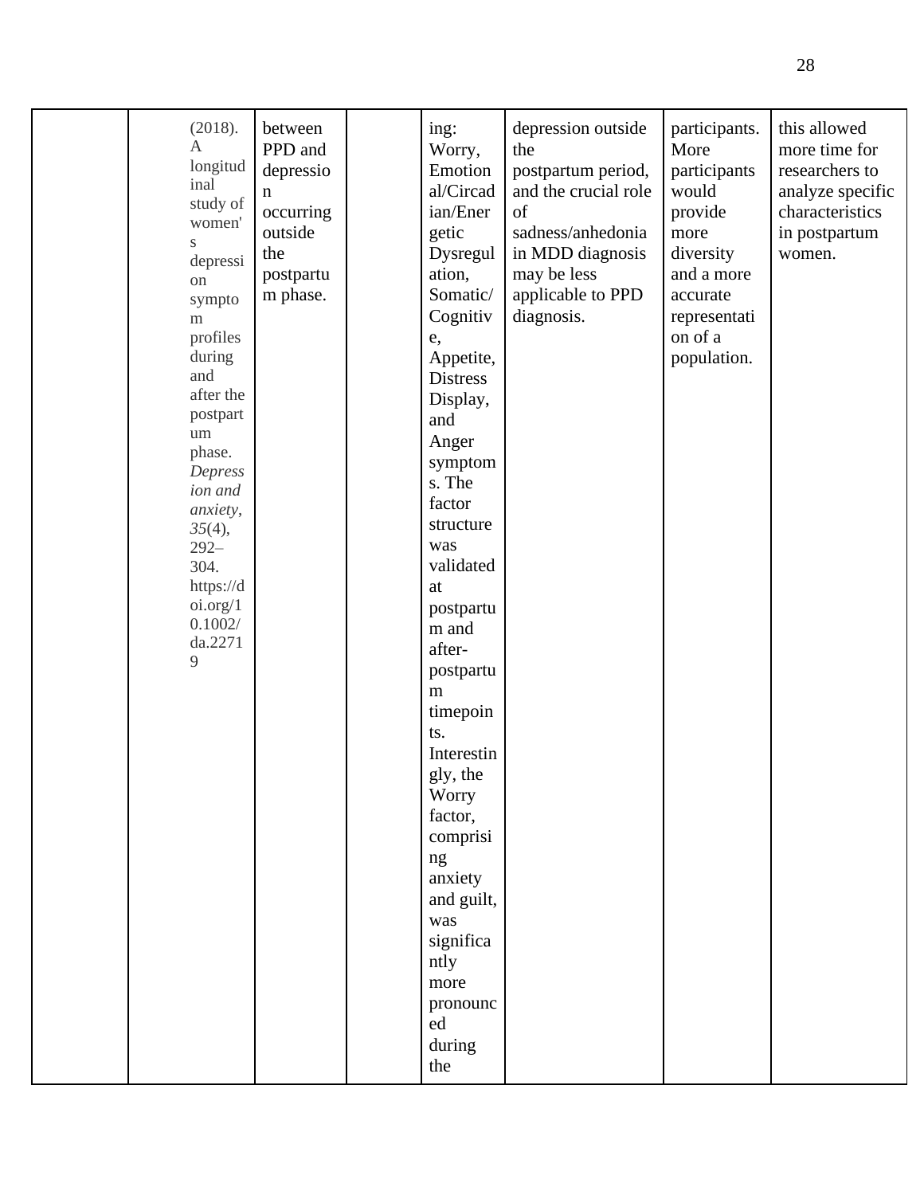| | | | | | | | |
|---|---|---|---|---|---|---|---|
| | (2018). A longitudinal study of women's depression symptom profiles during and after the postpartum phase. *Depression and anxiety*, *35*(4), 292–304. https://doi.org/10.1002/da.22719 | between PPD and depression occurring outside the postpartum phase. | | ing: Worry, Emotional/Circadian/Energetic Dysregulation, Somatic/Cognitive, Appetite, Distress Display, and Anger symptoms. The factor structure was validated at postpartum and after-postpartum timepoints. Interestingly, the Worry factor, comprising anxiety and guilt, was significantly more pronounced during the | depression outside the postpartum period, and the crucial role of sadness/anhedonia in MDD diagnosis may be less applicable to PPD diagnosis. | participants. More participants would provide more diversity and a more accurate representation of a population. | this allowed more time for researchers to analyze specific characteristics in postpartum women. |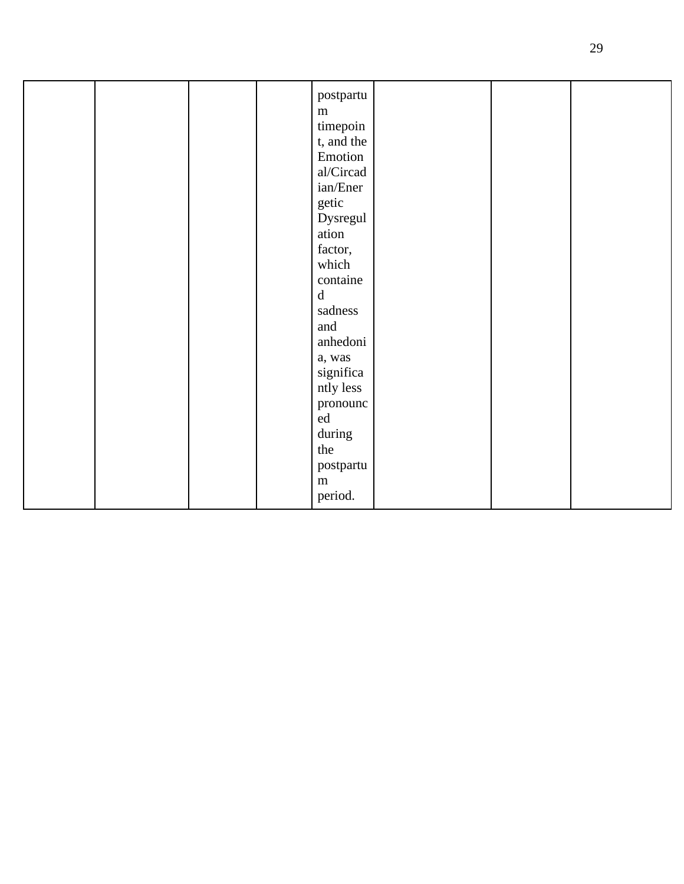| | | | | | | | |
|---|---|---|---|---|---|---|---|
| | | | | postpartum timepoint, and the Emotional/Circadian/Energetic Dysregulation factor, which contained sadness and anhedonia, was significantly less pronounced during the postpartum period. | | | |